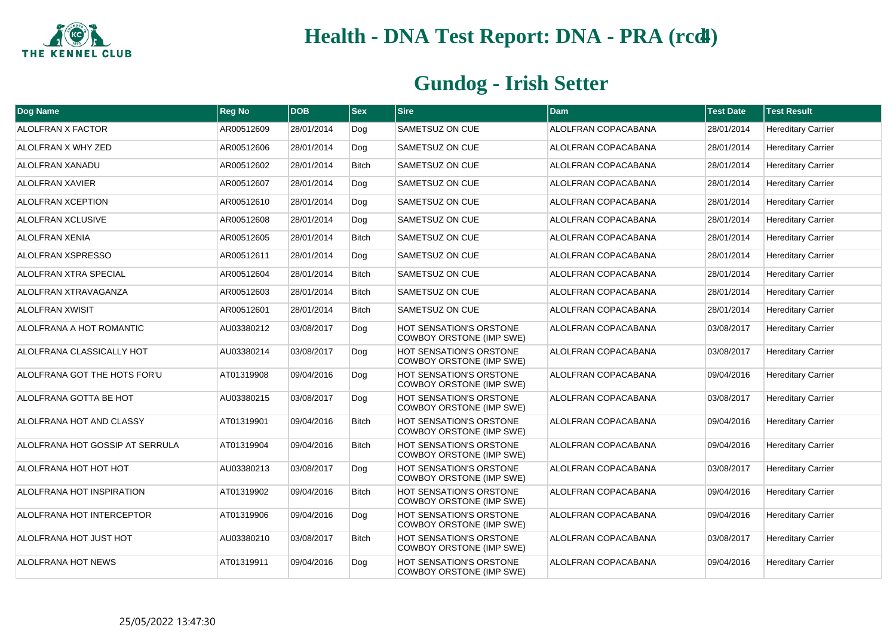# Health - DNA Test Report: DNA - PRA (rcd4)

## Gundog - Irish Setter

| Dog Name | Reg No | DOB | Sex | Sire | Dam | Test Date | Test Result |
|---|---|---|---|---|---|---|---|
| ALOLFRAN X FACTOR | AR00512609 | 28/01/2014 | Dog | SAMETSUZ ON CUE | ALOLFRAN COPACABANA | 28/01/2014 | Hereditary Carrier |
| ALOLFRAN X WHY ZED | AR00512606 | 28/01/2014 | Dog | SAMETSUZ ON CUE | ALOLFRAN COPACABANA | 28/01/2014 | Hereditary Carrier |
| ALOLFRAN XANADU | AR00512602 | 28/01/2014 | Bitch | SAMETSUZ ON CUE | ALOLFRAN COPACABANA | 28/01/2014 | Hereditary Carrier |
| ALOLFRAN XAVIER | AR00512607 | 28/01/2014 | Dog | SAMETSUZ ON CUE | ALOLFRAN COPACABANA | 28/01/2014 | Hereditary Carrier |
| ALOLFRAN XCEPTION | AR00512610 | 28/01/2014 | Dog | SAMETSUZ ON CUE | ALOLFRAN COPACABANA | 28/01/2014 | Hereditary Carrier |
| ALOLFRAN XCLUSIVE | AR00512608 | 28/01/2014 | Dog | SAMETSUZ ON CUE | ALOLFRAN COPACABANA | 28/01/2014 | Hereditary Carrier |
| ALOLFRAN XENIA | AR00512605 | 28/01/2014 | Bitch | SAMETSUZ ON CUE | ALOLFRAN COPACABANA | 28/01/2014 | Hereditary Carrier |
| ALOLFRAN XSPRESSO | AR00512611 | 28/01/2014 | Dog | SAMETSUZ ON CUE | ALOLFRAN COPACABANA | 28/01/2014 | Hereditary Carrier |
| ALOLFRAN XTRA SPECIAL | AR00512604 | 28/01/2014 | Bitch | SAMETSUZ ON CUE | ALOLFRAN COPACABANA | 28/01/2014 | Hereditary Carrier |
| ALOLFRAN XTRAVAGANZA | AR00512603 | 28/01/2014 | Bitch | SAMETSUZ ON CUE | ALOLFRAN COPACABANA | 28/01/2014 | Hereditary Carrier |
| ALOLFRAN XWISIT | AR00512601 | 28/01/2014 | Bitch | SAMETSUZ ON CUE | ALOLFRAN COPACABANA | 28/01/2014 | Hereditary Carrier |
| ALOLFRANA A HOT ROMANTIC | AU03380212 | 03/08/2017 | Dog | HOT SENSATION'S ORSTONE COWBOY ORSTONE (IMP SWE) | ALOLFRAN COPACABANA | 03/08/2017 | Hereditary Carrier |
| ALOLFRANA CLASSICALLY HOT | AU03380214 | 03/08/2017 | Dog | HOT SENSATION'S ORSTONE COWBOY ORSTONE (IMP SWE) | ALOLFRAN COPACABANA | 03/08/2017 | Hereditary Carrier |
| ALOLFRANA GOT THE HOTS FOR'U | AT01319908 | 09/04/2016 | Dog | HOT SENSATION'S ORSTONE COWBOY ORSTONE (IMP SWE) | ALOLFRAN COPACABANA | 09/04/2016 | Hereditary Carrier |
| ALOLFRANA GOTTA BE HOT | AU03380215 | 03/08/2017 | Dog | HOT SENSATION'S ORSTONE COWBOY ORSTONE (IMP SWE) | ALOLFRAN COPACABANA | 03/08/2017 | Hereditary Carrier |
| ALOLFRANA HOT AND CLASSY | AT01319901 | 09/04/2016 | Bitch | HOT SENSATION'S ORSTONE COWBOY ORSTONE (IMP SWE) | ALOLFRAN COPACABANA | 09/04/2016 | Hereditary Carrier |
| ALOLFRANA HOT GOSSIP AT SERRULA | AT01319904 | 09/04/2016 | Bitch | HOT SENSATION'S ORSTONE COWBOY ORSTONE (IMP SWE) | ALOLFRAN COPACABANA | 09/04/2016 | Hereditary Carrier |
| ALOLFRANA HOT HOT HOT | AU03380213 | 03/08/2017 | Dog | HOT SENSATION'S ORSTONE COWBOY ORSTONE (IMP SWE) | ALOLFRAN COPACABANA | 03/08/2017 | Hereditary Carrier |
| ALOLFRANA HOT INSPIRATION | AT01319902 | 09/04/2016 | Bitch | HOT SENSATION'S ORSTONE COWBOY ORSTONE (IMP SWE) | ALOLFRAN COPACABANA | 09/04/2016 | Hereditary Carrier |
| ALOLFRANA HOT INTERCEPTOR | AT01319906 | 09/04/2016 | Dog | HOT SENSATION'S ORSTONE COWBOY ORSTONE (IMP SWE) | ALOLFRAN COPACABANA | 09/04/2016 | Hereditary Carrier |
| ALOLFRANA HOT JUST HOT | AU03380210 | 03/08/2017 | Bitch | HOT SENSATION'S ORSTONE COWBOY ORSTONE (IMP SWE) | ALOLFRAN COPACABANA | 03/08/2017 | Hereditary Carrier |
| ALOLFRANA HOT NEWS | AT01319911 | 09/04/2016 | Dog | HOT SENSATION'S ORSTONE COWBOY ORSTONE (IMP SWE) | ALOLFRAN COPACABANA | 09/04/2016 | Hereditary Carrier |

25/05/2022 13:47:30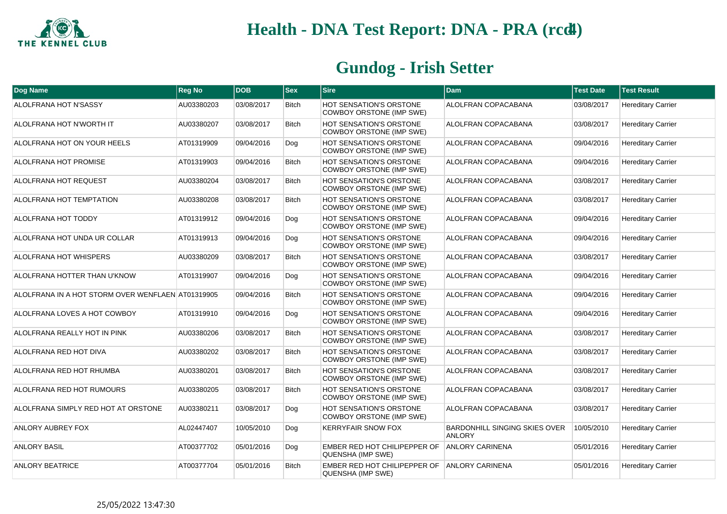# Health - DNA Test Report: DNA - PRA (rcd4)

## Gundog - Irish Setter

| Dog Name | Reg No | DOB | Sex | Sire | Dam | Test Date | Test Result |
|---|---|---|---|---|---|---|---|
| ALOLFRANA HOT N'SASSY | AU03380203 | 03/08/2017 | Bitch | HOT SENSATION'S ORSTONE COWBOY ORSTONE (IMP SWE) | ALOLFRAN COPACABANA | 03/08/2017 | Hereditary Carrier |
| ALOLFRANA HOT N'WORTH IT | AU03380207 | 03/08/2017 | Bitch | HOT SENSATION'S ORSTONE COWBOY ORSTONE (IMP SWE) | ALOLFRAN COPACABANA | 03/08/2017 | Hereditary Carrier |
| ALOLFRANA HOT ON YOUR HEELS | AT01319909 | 09/04/2016 | Dog | HOT SENSATION'S ORSTONE COWBOY ORSTONE (IMP SWE) | ALOLFRAN COPACABANA | 09/04/2016 | Hereditary Carrier |
| ALOLFRANA HOT PROMISE | AT01319903 | 09/04/2016 | Bitch | HOT SENSATION'S ORSTONE COWBOY ORSTONE (IMP SWE) | ALOLFRAN COPACABANA | 09/04/2016 | Hereditary Carrier |
| ALOLFRANA HOT REQUEST | AU03380204 | 03/08/2017 | Bitch | HOT SENSATION'S ORSTONE COWBOY ORSTONE (IMP SWE) | ALOLFRAN COPACABANA | 03/08/2017 | Hereditary Carrier |
| ALOLFRANA HOT TEMPTATION | AU03380208 | 03/08/2017 | Bitch | HOT SENSATION'S ORSTONE COWBOY ORSTONE (IMP SWE) | ALOLFRAN COPACABANA | 03/08/2017 | Hereditary Carrier |
| ALOLFRANA HOT TODDY | AT01319912 | 09/04/2016 | Dog | HOT SENSATION'S ORSTONE COWBOY ORSTONE (IMP SWE) | ALOLFRAN COPACABANA | 09/04/2016 | Hereditary Carrier |
| ALOLFRANA HOT UNDA UR COLLAR | AT01319913 | 09/04/2016 | Dog | HOT SENSATION'S ORSTONE COWBOY ORSTONE (IMP SWE) | ALOLFRAN COPACABANA | 09/04/2016 | Hereditary Carrier |
| ALOLFRANA HOT WHISPERS | AU03380209 | 03/08/2017 | Bitch | HOT SENSATION'S ORSTONE COWBOY ORSTONE (IMP SWE) | ALOLFRAN COPACABANA | 03/08/2017 | Hereditary Carrier |
| ALOLFRANA HOTTER THAN U'KNOW | AT01319907 | 09/04/2016 | Dog | HOT SENSATION'S ORSTONE COWBOY ORSTONE (IMP SWE) | ALOLFRAN COPACABANA | 09/04/2016 | Hereditary Carrier |
| ALOLFRANA IN A HOT STORM OVER WENFLAEN | AT01319905 | 09/04/2016 | Bitch | HOT SENSATION'S ORSTONE COWBOY ORSTONE (IMP SWE) | ALOLFRAN COPACABANA | 09/04/2016 | Hereditary Carrier |
| ALOLFRANA LOVES A HOT COWBOY | AT01319910 | 09/04/2016 | Dog | HOT SENSATION'S ORSTONE COWBOY ORSTONE (IMP SWE) | ALOLFRAN COPACABANA | 09/04/2016 | Hereditary Carrier |
| ALOLFRANA REALLY HOT IN PINK | AU03380206 | 03/08/2017 | Bitch | HOT SENSATION'S ORSTONE COWBOY ORSTONE (IMP SWE) | ALOLFRAN COPACABANA | 03/08/2017 | Hereditary Carrier |
| ALOLFRANA RED HOT DIVA | AU03380202 | 03/08/2017 | Bitch | HOT SENSATION'S ORSTONE COWBOY ORSTONE (IMP SWE) | ALOLFRAN COPACABANA | 03/08/2017 | Hereditary Carrier |
| ALOLFRANA RED HOT RHUMBA | AU03380201 | 03/08/2017 | Bitch | HOT SENSATION'S ORSTONE COWBOY ORSTONE (IMP SWE) | ALOLFRAN COPACABANA | 03/08/2017 | Hereditary Carrier |
| ALOLFRANA RED HOT RUMOURS | AU03380205 | 03/08/2017 | Bitch | HOT SENSATION'S ORSTONE COWBOY ORSTONE (IMP SWE) | ALOLFRAN COPACABANA | 03/08/2017 | Hereditary Carrier |
| ALOLFRANA SIMPLY RED HOT AT ORSTONE | AU03380211 | 03/08/2017 | Dog | HOT SENSATION'S ORSTONE COWBOY ORSTONE (IMP SWE) | ALOLFRAN COPACABANA | 03/08/2017 | Hereditary Carrier |
| ANLORY AUBREY FOX | AL02447407 | 10/05/2010 | Dog | KERRYFAIR SNOW FOX | BARDONHILL SINGING SKIES OVER ANLORY | 10/05/2010 | Hereditary Carrier |
| ANLORY BASIL | AT00377702 | 05/01/2016 | Dog | EMBER RED HOT CHILIPEPPER OF QUENSHA (IMP SWE) | ANLORY CARINENA | 05/01/2016 | Hereditary Carrier |
| ANLORY BEATRICE | AT00377704 | 05/01/2016 | Bitch | EMBER RED HOT CHILIPEPPER OF QUENSHA (IMP SWE) | ANLORY CARINENA | 05/01/2016 | Hereditary Carrier |

25/05/2022 13:47:30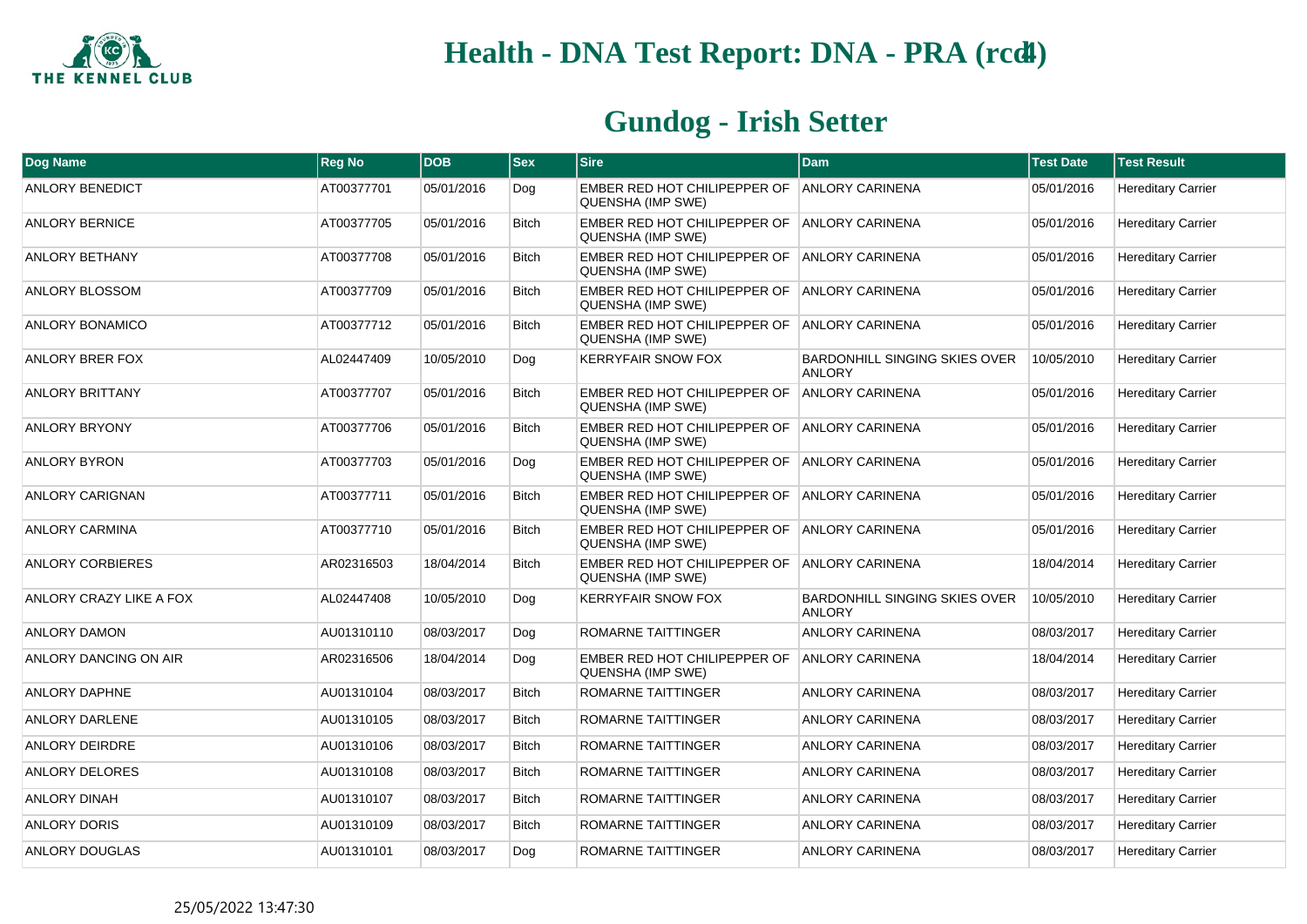# Health - DNA Test Report: DNA - PRA (rcd4)

## Gundog - Irish Setter

| Dog Name | Reg No | DOB | Sex | Sire | Dam | Test Date | Test Result |
|---|---|---|---|---|---|---|---|
| ANLORY BENEDICT | AT00377701 | 05/01/2016 | Dog | EMBER RED HOT CHILIPEPPER OF QUENSHA (IMP SWE) | ANLORY CARINENA | 05/01/2016 | Hereditary Carrier |
| ANLORY BERNICE | AT00377705 | 05/01/2016 | Bitch | EMBER RED HOT CHILIPEPPER OF QUENSHA (IMP SWE) | ANLORY CARINENA | 05/01/2016 | Hereditary Carrier |
| ANLORY BETHANY | AT00377708 | 05/01/2016 | Bitch | EMBER RED HOT CHILIPEPPER OF QUENSHA (IMP SWE) | ANLORY CARINENA | 05/01/2016 | Hereditary Carrier |
| ANLORY BLOSSOM | AT00377709 | 05/01/2016 | Bitch | EMBER RED HOT CHILIPEPPER OF QUENSHA (IMP SWE) | ANLORY CARINENA | 05/01/2016 | Hereditary Carrier |
| ANLORY BONAMICO | AT00377712 | 05/01/2016 | Bitch | EMBER RED HOT CHILIPEPPER OF QUENSHA (IMP SWE) | ANLORY CARINENA | 05/01/2016 | Hereditary Carrier |
| ANLORY BRER FOX | AL02447409 | 10/05/2010 | Dog | KERRYFAIR SNOW FOX | BARDONHILL SINGING SKIES OVER ANLORY | 10/05/2010 | Hereditary Carrier |
| ANLORY BRITTANY | AT00377707 | 05/01/2016 | Bitch | EMBER RED HOT CHILIPEPPER OF QUENSHA (IMP SWE) | ANLORY CARINENA | 05/01/2016 | Hereditary Carrier |
| ANLORY BRYONY | AT00377706 | 05/01/2016 | Bitch | EMBER RED HOT CHILIPEPPER OF QUENSHA (IMP SWE) | ANLORY CARINENA | 05/01/2016 | Hereditary Carrier |
| ANLORY BYRON | AT00377703 | 05/01/2016 | Dog | EMBER RED HOT CHILIPEPPER OF QUENSHA (IMP SWE) | ANLORY CARINENA | 05/01/2016 | Hereditary Carrier |
| ANLORY CARIGNAN | AT00377711 | 05/01/2016 | Bitch | EMBER RED HOT CHILIPEPPER OF QUENSHA (IMP SWE) | ANLORY CARINENA | 05/01/2016 | Hereditary Carrier |
| ANLORY CARMINA | AT00377710 | 05/01/2016 | Bitch | EMBER RED HOT CHILIPEPPER OF QUENSHA (IMP SWE) | ANLORY CARINENA | 05/01/2016 | Hereditary Carrier |
| ANLORY CORBIERES | AR02316503 | 18/04/2014 | Bitch | EMBER RED HOT CHILIPEPPER OF QUENSHA (IMP SWE) | ANLORY CARINENA | 18/04/2014 | Hereditary Carrier |
| ANLORY CRAZY LIKE A FOX | AL02447408 | 10/05/2010 | Dog | KERRYFAIR SNOW FOX | BARDONHILL SINGING SKIES OVER ANLORY | 10/05/2010 | Hereditary Carrier |
| ANLORY DAMON | AU01310110 | 08/03/2017 | Dog | ROMARNE TAITTINGER | ANLORY CARINENA | 08/03/2017 | Hereditary Carrier |
| ANLORY DANCING ON AIR | AR02316506 | 18/04/2014 | Dog | EMBER RED HOT CHILIPEPPER OF QUENSHA (IMP SWE) | ANLORY CARINENA | 18/04/2014 | Hereditary Carrier |
| ANLORY DAPHNE | AU01310104 | 08/03/2017 | Bitch | ROMARNE TAITTINGER | ANLORY CARINENA | 08/03/2017 | Hereditary Carrier |
| ANLORY DARLENE | AU01310105 | 08/03/2017 | Bitch | ROMARNE TAITTINGER | ANLORY CARINENA | 08/03/2017 | Hereditary Carrier |
| ANLORY DEIRDRE | AU01310106 | 08/03/2017 | Bitch | ROMARNE TAITTINGER | ANLORY CARINENA | 08/03/2017 | Hereditary Carrier |
| ANLORY DELORES | AU01310108 | 08/03/2017 | Bitch | ROMARNE TAITTINGER | ANLORY CARINENA | 08/03/2017 | Hereditary Carrier |
| ANLORY DINAH | AU01310107 | 08/03/2017 | Bitch | ROMARNE TAITTINGER | ANLORY CARINENA | 08/03/2017 | Hereditary Carrier |
| ANLORY DORIS | AU01310109 | 08/03/2017 | Bitch | ROMARNE TAITTINGER | ANLORY CARINENA | 08/03/2017 | Hereditary Carrier |
| ANLORY DOUGLAS | AU01310101 | 08/03/2017 | Dog | ROMARNE TAITTINGER | ANLORY CARINENA | 08/03/2017 | Hereditary Carrier |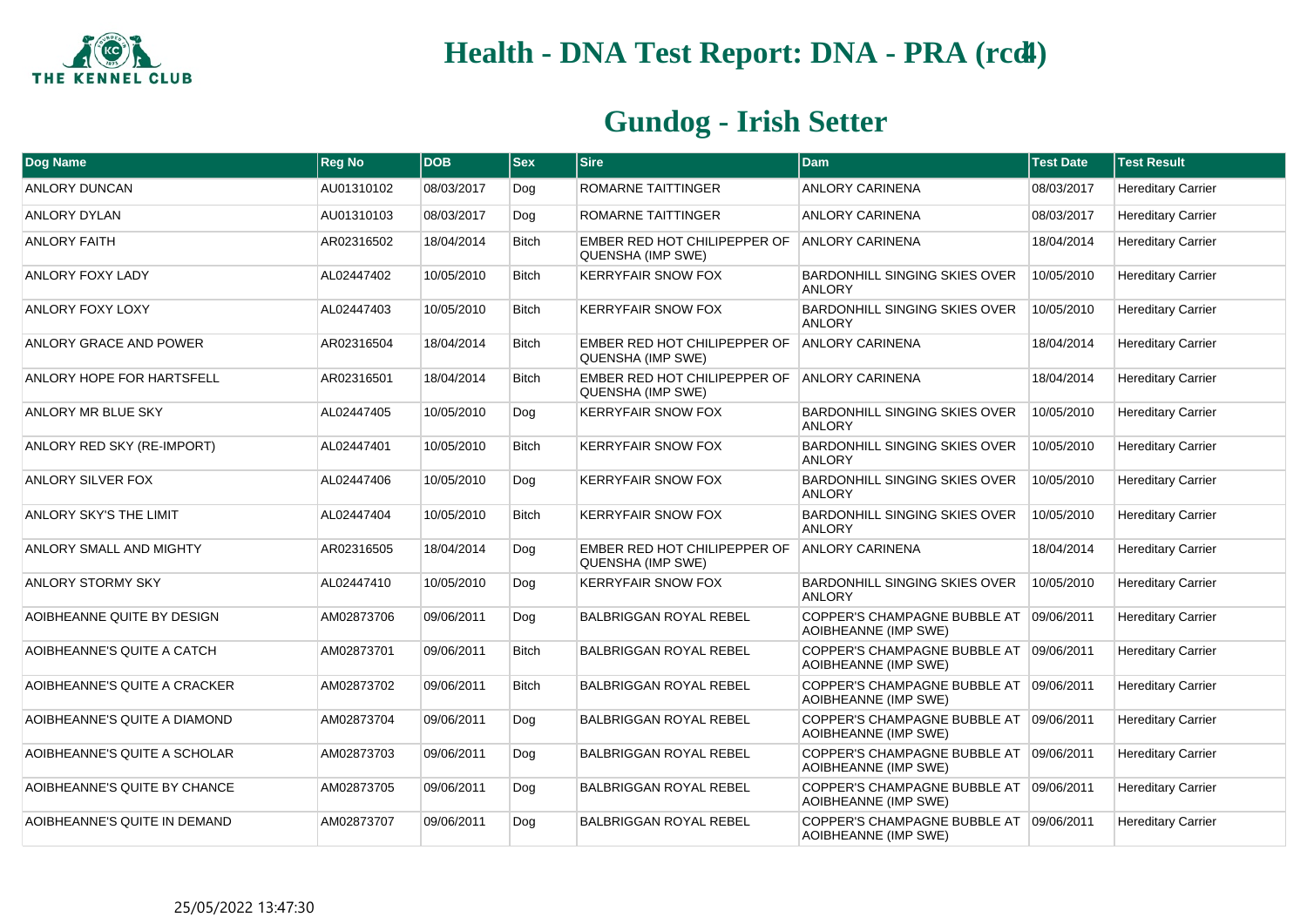# Health - DNA Test Report: DNA - PRA (rcd4)

## Gundog - Irish Setter

| Dog Name | Reg No | DOB | Sex | Sire | Dam | Test Date | Test Result |
|---|---|---|---|---|---|---|---|
| ANLORY DUNCAN | AU01310102 | 08/03/2017 | Dog | ROMARNE TAITTINGER | ANLORY CARINENA | 08/03/2017 | Hereditary Carrier |
| ANLORY DYLAN | AU01310103 | 08/03/2017 | Dog | ROMARNE TAITTINGER | ANLORY CARINENA | 08/03/2017 | Hereditary Carrier |
| ANLORY FAITH | AR02316502 | 18/04/2014 | Bitch | EMBER RED HOT CHILIPEPPER OF QUENSHA (IMP SWE) | ANLORY CARINENA | 18/04/2014 | Hereditary Carrier |
| ANLORY FOXY LADY | AL02447402 | 10/05/2010 | Bitch | KERRYFAIR SNOW FOX | BARDONHILL SINGING SKIES OVER ANLORY | 10/05/2010 | Hereditary Carrier |
| ANLORY FOXY LOXY | AL02447403 | 10/05/2010 | Bitch | KERRYFAIR SNOW FOX | BARDONHILL SINGING SKIES OVER ANLORY | 10/05/2010 | Hereditary Carrier |
| ANLORY GRACE AND POWER | AR02316504 | 18/04/2014 | Bitch | EMBER RED HOT CHILIPEPPER OF QUENSHA (IMP SWE) | ANLORY CARINENA | 18/04/2014 | Hereditary Carrier |
| ANLORY HOPE FOR HARTSFELL | AR02316501 | 18/04/2014 | Bitch | EMBER RED HOT CHILIPEPPER OF QUENSHA (IMP SWE) | ANLORY CARINENA | 18/04/2014 | Hereditary Carrier |
| ANLORY MR BLUE SKY | AL02447405 | 10/05/2010 | Dog | KERRYFAIR SNOW FOX | BARDONHILL SINGING SKIES OVER ANLORY | 10/05/2010 | Hereditary Carrier |
| ANLORY RED SKY (RE-IMPORT) | AL02447401 | 10/05/2010 | Bitch | KERRYFAIR SNOW FOX | BARDONHILL SINGING SKIES OVER ANLORY | 10/05/2010 | Hereditary Carrier |
| ANLORY SILVER FOX | AL02447406 | 10/05/2010 | Dog | KERRYFAIR SNOW FOX | BARDONHILL SINGING SKIES OVER ANLORY | 10/05/2010 | Hereditary Carrier |
| ANLORY SKY'S THE LIMIT | AL02447404 | 10/05/2010 | Bitch | KERRYFAIR SNOW FOX | BARDONHILL SINGING SKIES OVER ANLORY | 10/05/2010 | Hereditary Carrier |
| ANLORY SMALL AND MIGHTY | AR02316505 | 18/04/2014 | Dog | EMBER RED HOT CHILIPEPPER OF QUENSHA (IMP SWE) | ANLORY CARINENA | 18/04/2014 | Hereditary Carrier |
| ANLORY STORMY SKY | AL02447410 | 10/05/2010 | Dog | KERRYFAIR SNOW FOX | BARDONHILL SINGING SKIES OVER ANLORY | 10/05/2010 | Hereditary Carrier |
| AOIBHEANNE QUITE BY DESIGN | AM02873706 | 09/06/2011 | Dog | BALBRIGGAN ROYAL REBEL | COPPER'S CHAMPAGNE BUBBLE AT AOIBHEANNE (IMP SWE) | 09/06/2011 | Hereditary Carrier |
| AOIBHEANNE'S QUITE A CATCH | AM02873701 | 09/06/2011 | Bitch | BALBRIGGAN ROYAL REBEL | COPPER'S CHAMPAGNE BUBBLE AT AOIBHEANNE (IMP SWE) | 09/06/2011 | Hereditary Carrier |
| AOIBHEANNE'S QUITE A CRACKER | AM02873702 | 09/06/2011 | Bitch | BALBRIGGAN ROYAL REBEL | COPPER'S CHAMPAGNE BUBBLE AT AOIBHEANNE (IMP SWE) | 09/06/2011 | Hereditary Carrier |
| AOIBHEANNE'S QUITE A DIAMOND | AM02873704 | 09/06/2011 | Dog | BALBRIGGAN ROYAL REBEL | COPPER'S CHAMPAGNE BUBBLE AT AOIBHEANNE (IMP SWE) | 09/06/2011 | Hereditary Carrier |
| AOIBHEANNE'S QUITE A SCHOLAR | AM02873703 | 09/06/2011 | Dog | BALBRIGGAN ROYAL REBEL | COPPER'S CHAMPAGNE BUBBLE AT AOIBHEANNE (IMP SWE) | 09/06/2011 | Hereditary Carrier |
| AOIBHEANNE'S QUITE BY CHANCE | AM02873705 | 09/06/2011 | Dog | BALBRIGGAN ROYAL REBEL | COPPER'S CHAMPAGNE BUBBLE AT AOIBHEANNE (IMP SWE) | 09/06/2011 | Hereditary Carrier |
| AOIBHEANNE'S QUITE IN DEMAND | AM02873707 | 09/06/2011 | Dog | BALBRIGGAN ROYAL REBEL | COPPER'S CHAMPAGNE BUBBLE AT AOIBHEANNE (IMP SWE) | 09/06/2011 | Hereditary Carrier |

25/05/2022 13:47:30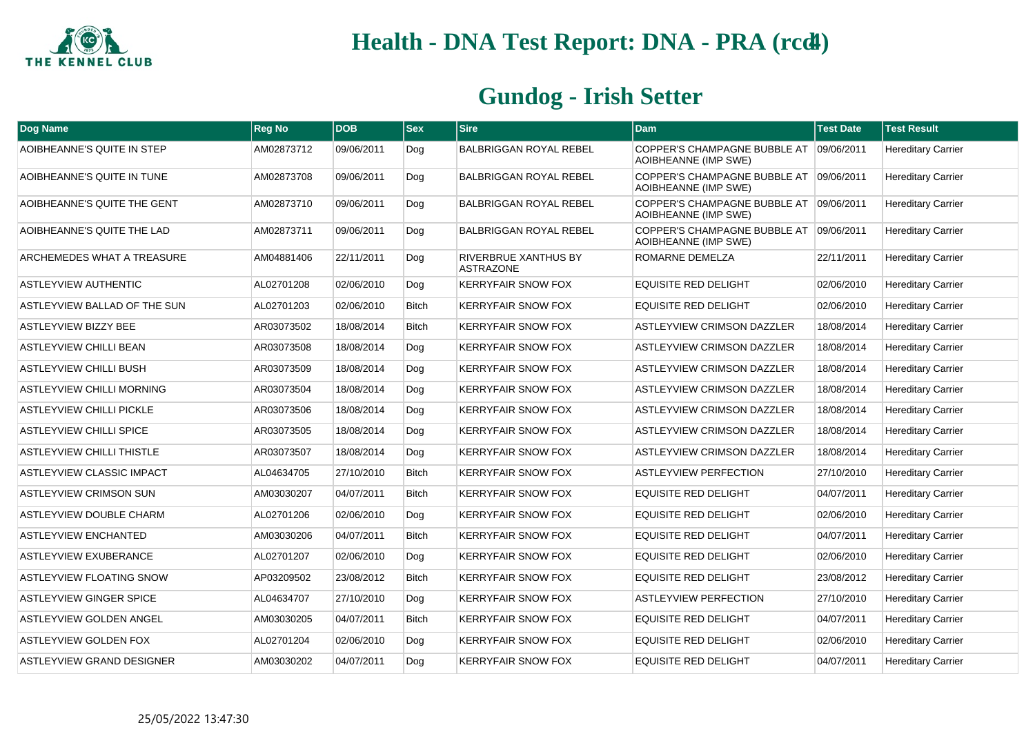# Health - DNA Test Report: DNA - PRA (rcd4)

## Gundog - Irish Setter

| Dog Name | Reg No | DOB | Sex | Sire | Dam | Test Date | Test Result |
|---|---|---|---|---|---|---|---|
| AOIBHEANNE'S QUITE IN STEP | AM02873712 | 09/06/2011 | Dog | BALBRIGGAN ROYAL REBEL | COPPER'S CHAMPAGNE BUBBLE AT AOIBHEANNE (IMP SWE) | 09/06/2011 | Hereditary Carrier |
| AOIBHEANNE'S QUITE IN TUNE | AM02873708 | 09/06/2011 | Dog | BALBRIGGAN ROYAL REBEL | COPPER'S CHAMPAGNE BUBBLE AT AOIBHEANNE (IMP SWE) | 09/06/2011 | Hereditary Carrier |
| AOIBHEANNE'S QUITE THE GENT | AM02873710 | 09/06/2011 | Dog | BALBRIGGAN ROYAL REBEL | COPPER'S CHAMPAGNE BUBBLE AT AOIBHEANNE (IMP SWE) | 09/06/2011 | Hereditary Carrier |
| AOIBHEANNE'S QUITE THE LAD | AM02873711 | 09/06/2011 | Dog | BALBRIGGAN ROYAL REBEL | COPPER'S CHAMPAGNE BUBBLE AT AOIBHEANNE (IMP SWE) | 09/06/2011 | Hereditary Carrier |
| ARCHEMEDES WHAT A TREASURE | AM04881406 | 22/11/2011 | Dog | RIVERBRUE XANTHUS BY ASTRAZONE | ROMARNE DEMELZA | 22/11/2011 | Hereditary Carrier |
| ASTLEYVIEW AUTHENTIC | AL02701208 | 02/06/2010 | Dog | KERRYFAIR SNOW FOX | EQUISITE RED DELIGHT | 02/06/2010 | Hereditary Carrier |
| ASTLEYVIEW BALLAD OF THE SUN | AL02701203 | 02/06/2010 | Bitch | KERRYFAIR SNOW FOX | EQUISITE RED DELIGHT | 02/06/2010 | Hereditary Carrier |
| ASTLEYVIEW BIZZY BEE | AR03073502 | 18/08/2014 | Bitch | KERRYFAIR SNOW FOX | ASTLEYVIEW CRIMSON DAZZLER | 18/08/2014 | Hereditary Carrier |
| ASTLEYVIEW CHILLI BEAN | AR03073508 | 18/08/2014 | Dog | KERRYFAIR SNOW FOX | ASTLEYVIEW CRIMSON DAZZLER | 18/08/2014 | Hereditary Carrier |
| ASTLEYVIEW CHILLI BUSH | AR03073509 | 18/08/2014 | Dog | KERRYFAIR SNOW FOX | ASTLEYVIEW CRIMSON DAZZLER | 18/08/2014 | Hereditary Carrier |
| ASTLEYVIEW CHILLI MORNING | AR03073504 | 18/08/2014 | Dog | KERRYFAIR SNOW FOX | ASTLEYVIEW CRIMSON DAZZLER | 18/08/2014 | Hereditary Carrier |
| ASTLEYVIEW CHILLI PICKLE | AR03073506 | 18/08/2014 | Dog | KERRYFAIR SNOW FOX | ASTLEYVIEW CRIMSON DAZZLER | 18/08/2014 | Hereditary Carrier |
| ASTLEYVIEW CHILLI SPICE | AR03073505 | 18/08/2014 | Dog | KERRYFAIR SNOW FOX | ASTLEYVIEW CRIMSON DAZZLER | 18/08/2014 | Hereditary Carrier |
| ASTLEYVIEW CHILLI THISTLE | AR03073507 | 18/08/2014 | Dog | KERRYFAIR SNOW FOX | ASTLEYVIEW CRIMSON DAZZLER | 18/08/2014 | Hereditary Carrier |
| ASTLEYVIEW CLASSIC IMPACT | AL04634705 | 27/10/2010 | Bitch | KERRYFAIR SNOW FOX | ASTLEYVIEW PERFECTION | 27/10/2010 | Hereditary Carrier |
| ASTLEYVIEW CRIMSON SUN | AM03030207 | 04/07/2011 | Bitch | KERRYFAIR SNOW FOX | EQUISITE RED DELIGHT | 04/07/2011 | Hereditary Carrier |
| ASTLEYVIEW DOUBLE CHARM | AL02701206 | 02/06/2010 | Dog | KERRYFAIR SNOW FOX | EQUISITE RED DELIGHT | 02/06/2010 | Hereditary Carrier |
| ASTLEYVIEW ENCHANTED | AM03030206 | 04/07/2011 | Bitch | KERRYFAIR SNOW FOX | EQUISITE RED DELIGHT | 04/07/2011 | Hereditary Carrier |
| ASTLEYVIEW EXUBERANCE | AL02701207 | 02/06/2010 | Dog | KERRYFAIR SNOW FOX | EQUISITE RED DELIGHT | 02/06/2010 | Hereditary Carrier |
| ASTLEYVIEW FLOATING SNOW | AP03209502 | 23/08/2012 | Bitch | KERRYFAIR SNOW FOX | EQUISITE RED DELIGHT | 23/08/2012 | Hereditary Carrier |
| ASTLEYVIEW GINGER SPICE | AL04634707 | 27/10/2010 | Dog | KERRYFAIR SNOW FOX | ASTLEYVIEW PERFECTION | 27/10/2010 | Hereditary Carrier |
| ASTLEYVIEW GOLDEN ANGEL | AM03030205 | 04/07/2011 | Bitch | KERRYFAIR SNOW FOX | EQUISITE RED DELIGHT | 04/07/2011 | Hereditary Carrier |
| ASTLEYVIEW GOLDEN FOX | AL02701204 | 02/06/2010 | Dog | KERRYFAIR SNOW FOX | EQUISITE RED DELIGHT | 02/06/2010 | Hereditary Carrier |
| ASTLEYVIEW GRAND DESIGNER | AM03030202 | 04/07/2011 | Dog | KERRYFAIR SNOW FOX | EQUISITE RED DELIGHT | 04/07/2011 | Hereditary Carrier |

25/05/2022 13:47:30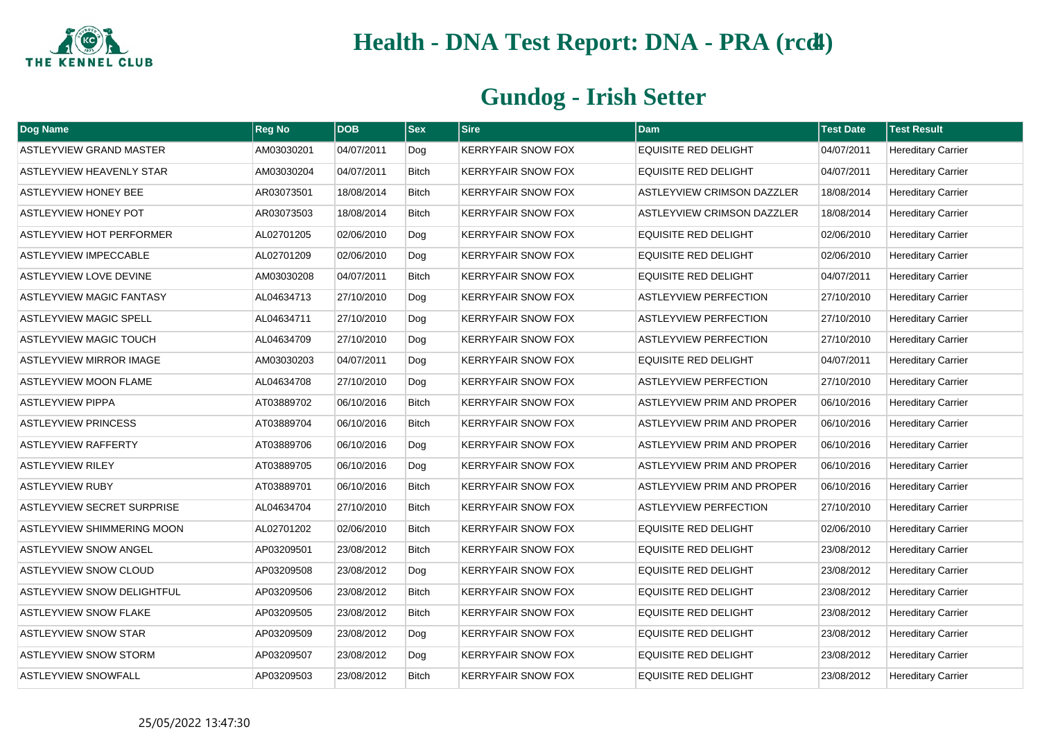# Health - DNA Test Report: DNA - PRA (rcd4)

## Gundog - Irish Setter

| Dog Name | Reg No | DOB | Sex | Sire | Dam | Test Date | Test Result |
|---|---|---|---|---|---|---|---|
| ASTLEYVIEW GRAND MASTER | AM03030201 | 04/07/2011 | Dog | KERRYFAIR SNOW FOX | EQUISITE RED DELIGHT | 04/07/2011 | Hereditary Carrier |
| ASTLEYVIEW HEAVENLY STAR | AM03030204 | 04/07/2011 | Bitch | KERRYFAIR SNOW FOX | EQUISITE RED DELIGHT | 04/07/2011 | Hereditary Carrier |
| ASTLEYVIEW HONEY BEE | AR03073501 | 18/08/2014 | Bitch | KERRYFAIR SNOW FOX | ASTLEYVIEW CRIMSON DAZZLER | 18/08/2014 | Hereditary Carrier |
| ASTLEYVIEW HONEY POT | AR03073503 | 18/08/2014 | Bitch | KERRYFAIR SNOW FOX | ASTLEYVIEW CRIMSON DAZZLER | 18/08/2014 | Hereditary Carrier |
| ASTLEYVIEW HOT PERFORMER | AL02701205 | 02/06/2010 | Dog | KERRYFAIR SNOW FOX | EQUISITE RED DELIGHT | 02/06/2010 | Hereditary Carrier |
| ASTLEYVIEW IMPECCABLE | AL02701209 | 02/06/2010 | Dog | KERRYFAIR SNOW FOX | EQUISITE RED DELIGHT | 02/06/2010 | Hereditary Carrier |
| ASTLEYVIEW LOVE DEVINE | AM03030208 | 04/07/2011 | Bitch | KERRYFAIR SNOW FOX | EQUISITE RED DELIGHT | 04/07/2011 | Hereditary Carrier |
| ASTLEYVIEW MAGIC FANTASY | AL04634713 | 27/10/2010 | Dog | KERRYFAIR SNOW FOX | ASTLEYVIEW PERFECTION | 27/10/2010 | Hereditary Carrier |
| ASTLEYVIEW MAGIC SPELL | AL04634711 | 27/10/2010 | Dog | KERRYFAIR SNOW FOX | ASTLEYVIEW PERFECTION | 27/10/2010 | Hereditary Carrier |
| ASTLEYVIEW MAGIC TOUCH | AL04634709 | 27/10/2010 | Dog | KERRYFAIR SNOW FOX | ASTLEYVIEW PERFECTION | 27/10/2010 | Hereditary Carrier |
| ASTLEYVIEW MIRROR IMAGE | AM03030203 | 04/07/2011 | Dog | KERRYFAIR SNOW FOX | EQUISITE RED DELIGHT | 04/07/2011 | Hereditary Carrier |
| ASTLEYVIEW MOON FLAME | AL04634708 | 27/10/2010 | Dog | KERRYFAIR SNOW FOX | ASTLEYVIEW PERFECTION | 27/10/2010 | Hereditary Carrier |
| ASTLEYVIEW PIPPA | AT03889702 | 06/10/2016 | Bitch | KERRYFAIR SNOW FOX | ASTLEYVIEW PRIM AND PROPER | 06/10/2016 | Hereditary Carrier |
| ASTLEYVIEW PRINCESS | AT03889704 | 06/10/2016 | Bitch | KERRYFAIR SNOW FOX | ASTLEYVIEW PRIM AND PROPER | 06/10/2016 | Hereditary Carrier |
| ASTLEYVIEW RAFFERTY | AT03889706 | 06/10/2016 | Dog | KERRYFAIR SNOW FOX | ASTLEYVIEW PRIM AND PROPER | 06/10/2016 | Hereditary Carrier |
| ASTLEYVIEW RILEY | AT03889705 | 06/10/2016 | Dog | KERRYFAIR SNOW FOX | ASTLEYVIEW PRIM AND PROPER | 06/10/2016 | Hereditary Carrier |
| ASTLEYVIEW RUBY | AT03889701 | 06/10/2016 | Bitch | KERRYFAIR SNOW FOX | ASTLEYVIEW PRIM AND PROPER | 06/10/2016 | Hereditary Carrier |
| ASTLEYVIEW SECRET SURPRISE | AL04634704 | 27/10/2010 | Bitch | KERRYFAIR SNOW FOX | ASTLEYVIEW PERFECTION | 27/10/2010 | Hereditary Carrier |
| ASTLEYVIEW SHIMMERING MOON | AL02701202 | 02/06/2010 | Bitch | KERRYFAIR SNOW FOX | EQUISITE RED DELIGHT | 02/06/2010 | Hereditary Carrier |
| ASTLEYVIEW SNOW ANGEL | AP03209501 | 23/08/2012 | Bitch | KERRYFAIR SNOW FOX | EQUISITE RED DELIGHT | 23/08/2012 | Hereditary Carrier |
| ASTLEYVIEW SNOW CLOUD | AP03209508 | 23/08/2012 | Dog | KERRYFAIR SNOW FOX | EQUISITE RED DELIGHT | 23/08/2012 | Hereditary Carrier |
| ASTLEYVIEW SNOW DELIGHTFUL | AP03209506 | 23/08/2012 | Bitch | KERRYFAIR SNOW FOX | EQUISITE RED DELIGHT | 23/08/2012 | Hereditary Carrier |
| ASTLEYVIEW SNOW FLAKE | AP03209505 | 23/08/2012 | Bitch | KERRYFAIR SNOW FOX | EQUISITE RED DELIGHT | 23/08/2012 | Hereditary Carrier |
| ASTLEYVIEW SNOW STAR | AP03209509 | 23/08/2012 | Dog | KERRYFAIR SNOW FOX | EQUISITE RED DELIGHT | 23/08/2012 | Hereditary Carrier |
| ASTLEYVIEW SNOW STORM | AP03209507 | 23/08/2012 | Dog | KERRYFAIR SNOW FOX | EQUISITE RED DELIGHT | 23/08/2012 | Hereditary Carrier |
| ASTLEYVIEW SNOWFALL | AP03209503 | 23/08/2012 | Bitch | KERRYFAIR SNOW FOX | EQUISITE RED DELIGHT | 23/08/2012 | Hereditary Carrier |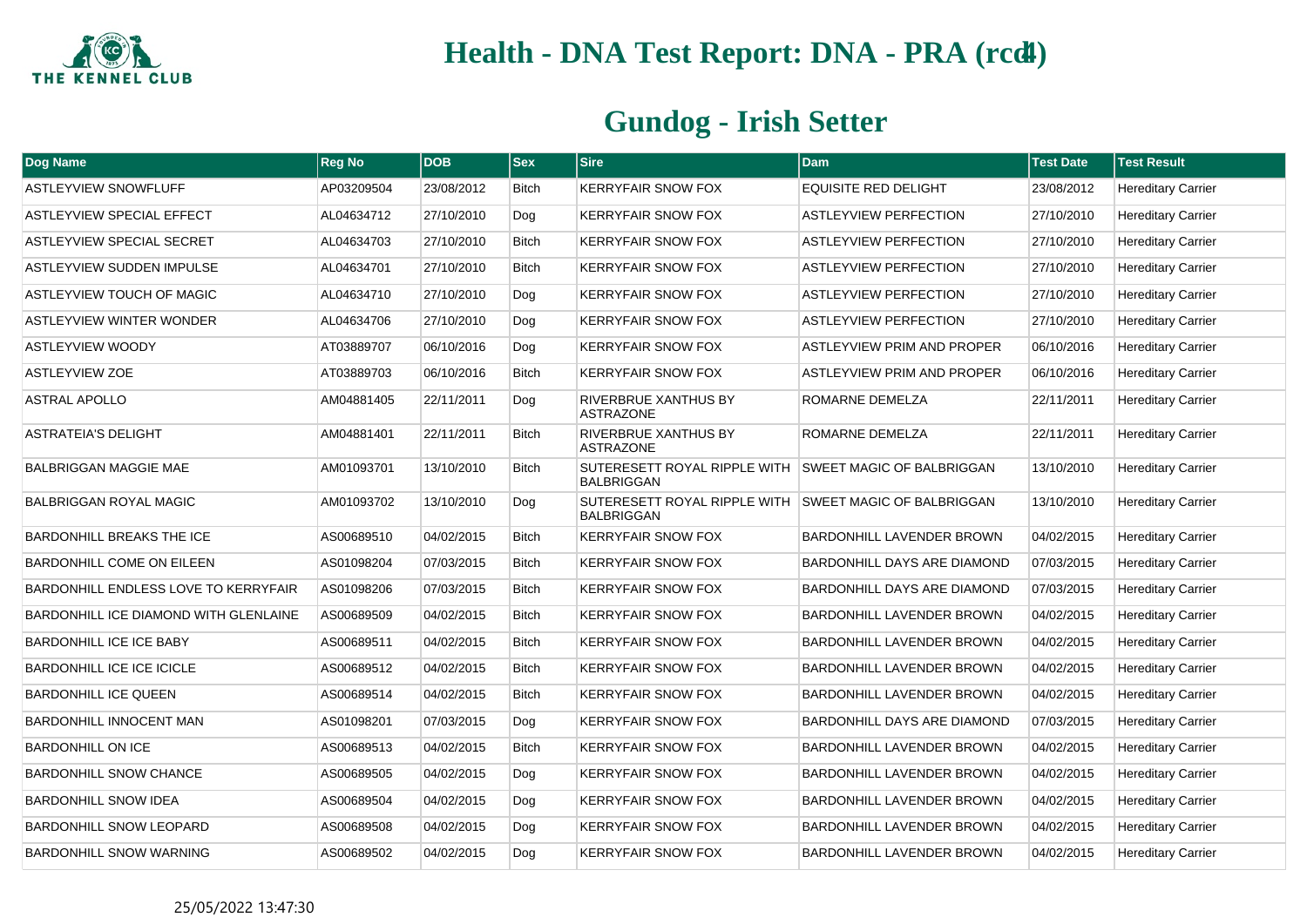# Health - DNA Test Report: DNA - PRA (rcd4)

## Gundog - Irish Setter

| Dog Name | Reg No | DOB | Sex | Sire | Dam | Test Date | Test Result |
|---|---|---|---|---|---|---|---|
| ASTLEYVIEW SNOWFLUFF | AP03209504 | 23/08/2012 | Bitch | KERRYFAIR SNOW FOX | EQUISITE RED DELIGHT | 23/08/2012 | Hereditary Carrier |
| ASTLEYVIEW SPECIAL EFFECT | AL04634712 | 27/10/2010 | Dog | KERRYFAIR SNOW FOX | ASTLEYVIEW PERFECTION | 27/10/2010 | Hereditary Carrier |
| ASTLEYVIEW SPECIAL SECRET | AL04634703 | 27/10/2010 | Bitch | KERRYFAIR SNOW FOX | ASTLEYVIEW PERFECTION | 27/10/2010 | Hereditary Carrier |
| ASTLEYVIEW SUDDEN IMPULSE | AL04634701 | 27/10/2010 | Bitch | KERRYFAIR SNOW FOX | ASTLEYVIEW PERFECTION | 27/10/2010 | Hereditary Carrier |
| ASTLEYVIEW TOUCH OF MAGIC | AL04634710 | 27/10/2010 | Dog | KERRYFAIR SNOW FOX | ASTLEYVIEW PERFECTION | 27/10/2010 | Hereditary Carrier |
| ASTLEYVIEW WINTER WONDER | AL04634706 | 27/10/2010 | Dog | KERRYFAIR SNOW FOX | ASTLEYVIEW PERFECTION | 27/10/2010 | Hereditary Carrier |
| ASTLEYVIEW WOODY | AT03889707 | 06/10/2016 | Dog | KERRYFAIR SNOW FOX | ASTLEYVIEW PRIM AND PROPER | 06/10/2016 | Hereditary Carrier |
| ASTLEYVIEW ZOE | AT03889703 | 06/10/2016 | Bitch | KERRYFAIR SNOW FOX | ASTLEYVIEW PRIM AND PROPER | 06/10/2016 | Hereditary Carrier |
| ASTRAL APOLLO | AM04881405 | 22/11/2011 | Dog | RIVERBRUE XANTHUS BY ASTRAZONE | ROMARNE DEMELZA | 22/11/2011 | Hereditary Carrier |
| ASTRATEIA'S DELIGHT | AM04881401 | 22/11/2011 | Bitch | RIVERBRUE XANTHUS BY ASTRAZONE | ROMARNE DEMELZA | 22/11/2011 | Hereditary Carrier |
| BALBRIGGAN MAGGIE MAE | AM01093701 | 13/10/2010 | Bitch | SUTERESETT ROYAL RIPPLE WITH BALBRIGGAN | SWEET MAGIC OF BALBRIGGAN | 13/10/2010 | Hereditary Carrier |
| BALBRIGGAN ROYAL MAGIC | AM01093702 | 13/10/2010 | Dog | SUTERESETT ROYAL RIPPLE WITH BALBRIGGAN | SWEET MAGIC OF BALBRIGGAN | 13/10/2010 | Hereditary Carrier |
| BARDONHILL BREAKS THE ICE | AS00689510 | 04/02/2015 | Bitch | KERRYFAIR SNOW FOX | BARDONHILL LAVENDER BROWN | 04/02/2015 | Hereditary Carrier |
| BARDONHILL COME ON EILEEN | AS01098204 | 07/03/2015 | Bitch | KERRYFAIR SNOW FOX | BARDONHILL DAYS ARE DIAMOND | 07/03/2015 | Hereditary Carrier |
| BARDONHILL ENDLESS LOVE TO KERRYFAIR | AS01098206 | 07/03/2015 | Bitch | KERRYFAIR SNOW FOX | BARDONHILL DAYS ARE DIAMOND | 07/03/2015 | Hereditary Carrier |
| BARDONHILL ICE DIAMOND WITH GLENLAINE | AS00689509 | 04/02/2015 | Bitch | KERRYFAIR SNOW FOX | BARDONHILL LAVENDER BROWN | 04/02/2015 | Hereditary Carrier |
| BARDONHILL ICE ICE BABY | AS00689511 | 04/02/2015 | Bitch | KERRYFAIR SNOW FOX | BARDONHILL LAVENDER BROWN | 04/02/2015 | Hereditary Carrier |
| BARDONHILL ICE ICE ICICLE | AS00689512 | 04/02/2015 | Bitch | KERRYFAIR SNOW FOX | BARDONHILL LAVENDER BROWN | 04/02/2015 | Hereditary Carrier |
| BARDONHILL ICE QUEEN | AS00689514 | 04/02/2015 | Bitch | KERRYFAIR SNOW FOX | BARDONHILL LAVENDER BROWN | 04/02/2015 | Hereditary Carrier |
| BARDONHILL INNOCENT MAN | AS01098201 | 07/03/2015 | Dog | KERRYFAIR SNOW FOX | BARDONHILL DAYS ARE DIAMOND | 07/03/2015 | Hereditary Carrier |
| BARDONHILL ON ICE | AS00689513 | 04/02/2015 | Bitch | KERRYFAIR SNOW FOX | BARDONHILL LAVENDER BROWN | 04/02/2015 | Hereditary Carrier |
| BARDONHILL SNOW CHANCE | AS00689505 | 04/02/2015 | Dog | KERRYFAIR SNOW FOX | BARDONHILL LAVENDER BROWN | 04/02/2015 | Hereditary Carrier |
| BARDONHILL SNOW IDEA | AS00689504 | 04/02/2015 | Dog | KERRYFAIR SNOW FOX | BARDONHILL LAVENDER BROWN | 04/02/2015 | Hereditary Carrier |
| BARDONHILL SNOW LEOPARD | AS00689508 | 04/02/2015 | Dog | KERRYFAIR SNOW FOX | BARDONHILL LAVENDER BROWN | 04/02/2015 | Hereditary Carrier |
| BARDONHILL SNOW WARNING | AS00689502 | 04/02/2015 | Dog | KERRYFAIR SNOW FOX | BARDONHILL LAVENDER BROWN | 04/02/2015 | Hereditary Carrier |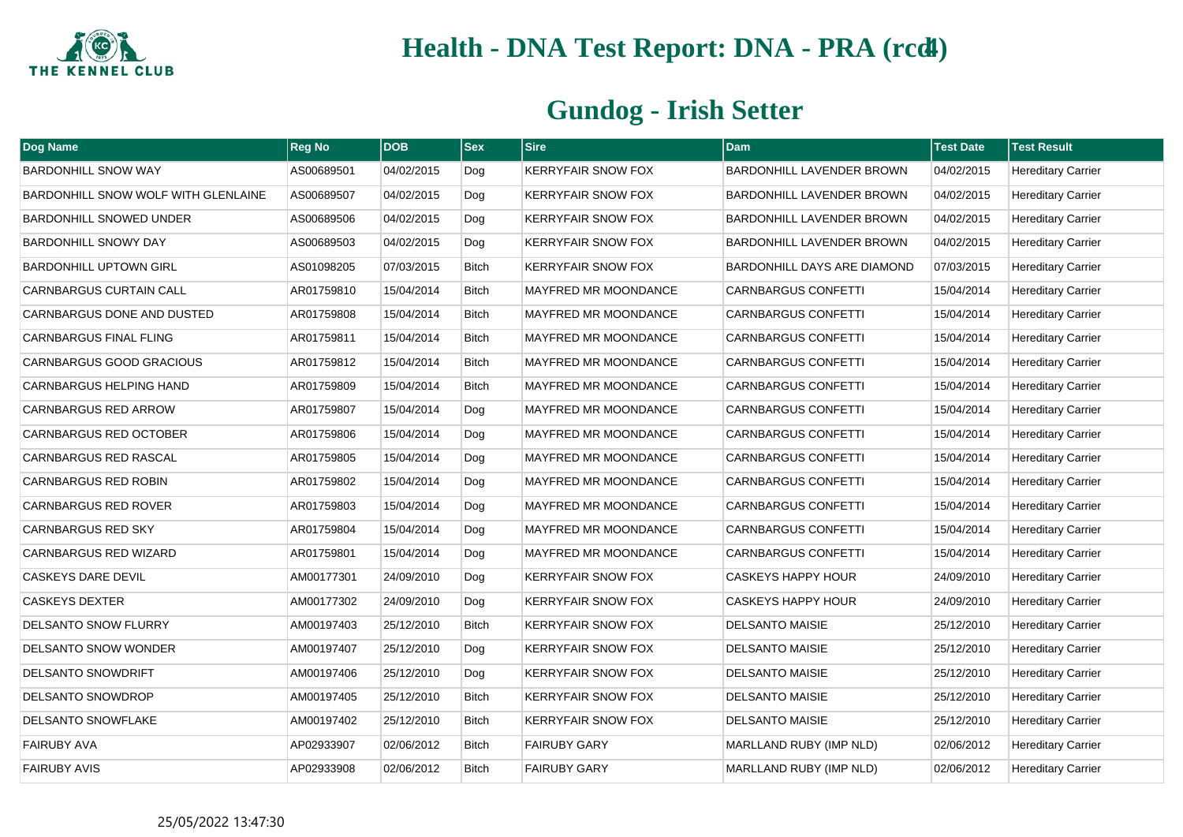# Health - DNA Test Report: DNA - PRA (rcd4)

## Gundog - Irish Setter

| Dog Name | Reg No | DOB | Sex | Sire | Dam | Test Date | Test Result |
|---|---|---|---|---|---|---|---|
| BARDONHILL SNOW WAY | AS00689501 | 04/02/2015 | Dog | KERRYFAIR SNOW FOX | BARDONHILL LAVENDER BROWN | 04/02/2015 | Hereditary Carrier |
| BARDONHILL SNOW WOLF WITH GLENLAINE | AS00689507 | 04/02/2015 | Dog | KERRYFAIR SNOW FOX | BARDONHILL LAVENDER BROWN | 04/02/2015 | Hereditary Carrier |
| BARDONHILL SNOWED UNDER | AS00689506 | 04/02/2015 | Dog | KERRYFAIR SNOW FOX | BARDONHILL LAVENDER BROWN | 04/02/2015 | Hereditary Carrier |
| BARDONHILL SNOWY DAY | AS00689503 | 04/02/2015 | Dog | KERRYFAIR SNOW FOX | BARDONHILL LAVENDER BROWN | 04/02/2015 | Hereditary Carrier |
| BARDONHILL UPTOWN GIRL | AS01098205 | 07/03/2015 | Bitch | KERRYFAIR SNOW FOX | BARDONHILL DAYS ARE DIAMOND | 07/03/2015 | Hereditary Carrier |
| CARNBARGUS CURTAIN CALL | AR01759810 | 15/04/2014 | Bitch | MAYFRED MR MOONDANCE | CARNBARGUS CONFETTI | 15/04/2014 | Hereditary Carrier |
| CARNBARGUS DONE AND DUSTED | AR01759808 | 15/04/2014 | Bitch | MAYFRED MR MOONDANCE | CARNBARGUS CONFETTI | 15/04/2014 | Hereditary Carrier |
| CARNBARGUS FINAL FLING | AR01759811 | 15/04/2014 | Bitch | MAYFRED MR MOONDANCE | CARNBARGUS CONFETTI | 15/04/2014 | Hereditary Carrier |
| CARNBARGUS GOOD GRACIOUS | AR01759812 | 15/04/2014 | Bitch | MAYFRED MR MOONDANCE | CARNBARGUS CONFETTI | 15/04/2014 | Hereditary Carrier |
| CARNBARGUS HELPING HAND | AR01759809 | 15/04/2014 | Bitch | MAYFRED MR MOONDANCE | CARNBARGUS CONFETTI | 15/04/2014 | Hereditary Carrier |
| CARNBARGUS RED ARROW | AR01759807 | 15/04/2014 | Dog | MAYFRED MR MOONDANCE | CARNBARGUS CONFETTI | 15/04/2014 | Hereditary Carrier |
| CARNBARGUS RED OCTOBER | AR01759806 | 15/04/2014 | Dog | MAYFRED MR MOONDANCE | CARNBARGUS CONFETTI | 15/04/2014 | Hereditary Carrier |
| CARNBARGUS RED RASCAL | AR01759805 | 15/04/2014 | Dog | MAYFRED MR MOONDANCE | CARNBARGUS CONFETTI | 15/04/2014 | Hereditary Carrier |
| CARNBARGUS RED ROBIN | AR01759802 | 15/04/2014 | Dog | MAYFRED MR MOONDANCE | CARNBARGUS CONFETTI | 15/04/2014 | Hereditary Carrier |
| CARNBARGUS RED ROVER | AR01759803 | 15/04/2014 | Dog | MAYFRED MR MOONDANCE | CARNBARGUS CONFETTI | 15/04/2014 | Hereditary Carrier |
| CARNBARGUS RED SKY | AR01759804 | 15/04/2014 | Dog | MAYFRED MR MOONDANCE | CARNBARGUS CONFETTI | 15/04/2014 | Hereditary Carrier |
| CARNBARGUS RED WIZARD | AR01759801 | 15/04/2014 | Dog | MAYFRED MR MOONDANCE | CARNBARGUS CONFETTI | 15/04/2014 | Hereditary Carrier |
| CASKEYS DARE DEVIL | AM00177301 | 24/09/2010 | Dog | KERRYFAIR SNOW FOX | CASKEYS HAPPY HOUR | 24/09/2010 | Hereditary Carrier |
| CASKEYS DEXTER | AM00177302 | 24/09/2010 | Dog | KERRYFAIR SNOW FOX | CASKEYS HAPPY HOUR | 24/09/2010 | Hereditary Carrier |
| DELSANTO SNOW FLURRY | AM00197403 | 25/12/2010 | Bitch | KERRYFAIR SNOW FOX | DELSANTO MAISIE | 25/12/2010 | Hereditary Carrier |
| DELSANTO SNOW WONDER | AM00197407 | 25/12/2010 | Dog | KERRYFAIR SNOW FOX | DELSANTO MAISIE | 25/12/2010 | Hereditary Carrier |
| DELSANTO SNOWDRIFT | AM00197406 | 25/12/2010 | Dog | KERRYFAIR SNOW FOX | DELSANTO MAISIE | 25/12/2010 | Hereditary Carrier |
| DELSANTO SNOWDROP | AM00197405 | 25/12/2010 | Bitch | KERRYFAIR SNOW FOX | DELSANTO MAISIE | 25/12/2010 | Hereditary Carrier |
| DELSANTO SNOWFLAKE | AM00197402 | 25/12/2010 | Bitch | KERRYFAIR SNOW FOX | DELSANTO MAISIE | 25/12/2010 | Hereditary Carrier |
| FAIRUBY AVA | AP02933907 | 02/06/2012 | Bitch | FAIRUBY GARY | MARLLAND RUBY (IMP NLD) | 02/06/2012 | Hereditary Carrier |
| FAIRUBY AVIS | AP02933908 | 02/06/2012 | Bitch | FAIRUBY GARY | MARLLAND RUBY (IMP NLD) | 02/06/2012 | Hereditary Carrier |

25/05/2022 13:47:30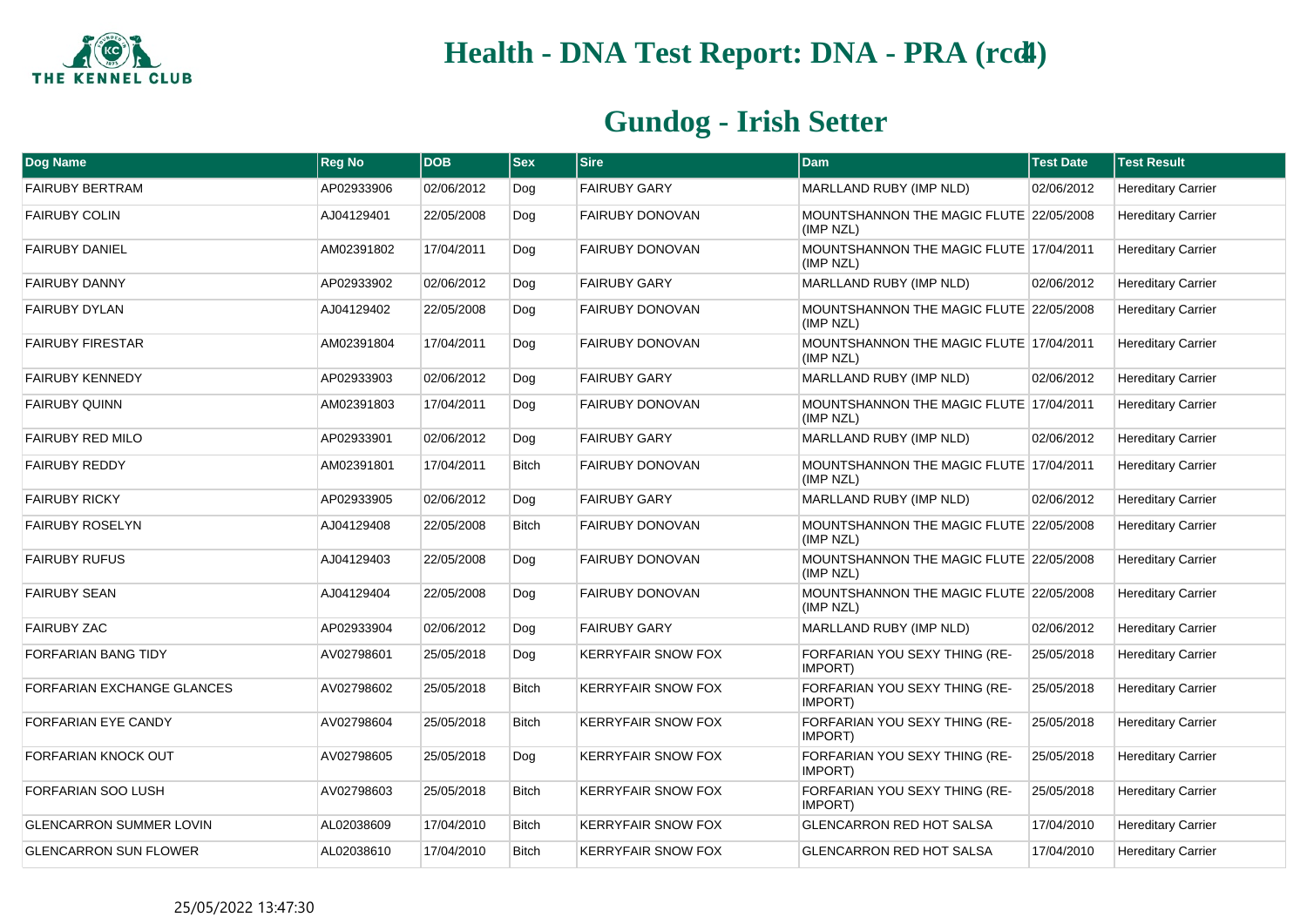# Health - DNA Test Report: DNA - PRA (rcd4)

## Gundog - Irish Setter

| Dog Name | Reg No | DOB | Sex | Sire | Dam | Test Date | Test Result |
|---|---|---|---|---|---|---|---|
| FAIRUBY BERTRAM | AP02933906 | 02/06/2012 | Dog | FAIRUBY GARY | MARLLAND RUBY (IMP NLD) | 02/06/2012 | Hereditary Carrier |
| FAIRUBY COLIN | AJ04129401 | 22/05/2008 | Dog | FAIRUBY DONOVAN | MOUNTSHANNON THE MAGIC FLUTE (IMP NZL) | 22/05/2008 | Hereditary Carrier |
| FAIRUBY DANIEL | AM02391802 | 17/04/2011 | Dog | FAIRUBY DONOVAN | MOUNTSHANNON THE MAGIC FLUTE (IMP NZL) | 17/04/2011 | Hereditary Carrier |
| FAIRUBY DANNY | AP02933902 | 02/06/2012 | Dog | FAIRUBY GARY | MARLLAND RUBY (IMP NLD) | 02/06/2012 | Hereditary Carrier |
| FAIRUBY DYLAN | AJ04129402 | 22/05/2008 | Dog | FAIRUBY DONOVAN | MOUNTSHANNON THE MAGIC FLUTE (IMP NZL) | 22/05/2008 | Hereditary Carrier |
| FAIRUBY FIRESTAR | AM02391804 | 17/04/2011 | Dog | FAIRUBY DONOVAN | MOUNTSHANNON THE MAGIC FLUTE (IMP NZL) | 17/04/2011 | Hereditary Carrier |
| FAIRUBY KENNEDY | AP02933903 | 02/06/2012 | Dog | FAIRUBY GARY | MARLLAND RUBY (IMP NLD) | 02/06/2012 | Hereditary Carrier |
| FAIRUBY QUINN | AM02391803 | 17/04/2011 | Dog | FAIRUBY DONOVAN | MOUNTSHANNON THE MAGIC FLUTE (IMP NZL) | 17/04/2011 | Hereditary Carrier |
| FAIRUBY RED MILO | AP02933901 | 02/06/2012 | Dog | FAIRUBY GARY | MARLLAND RUBY (IMP NLD) | 02/06/2012 | Hereditary Carrier |
| FAIRUBY REDDY | AM02391801 | 17/04/2011 | Bitch | FAIRUBY DONOVAN | MOUNTSHANNON THE MAGIC FLUTE (IMP NZL) | 17/04/2011 | Hereditary Carrier |
| FAIRUBY RICKY | AP02933905 | 02/06/2012 | Dog | FAIRUBY GARY | MARLLAND RUBY (IMP NLD) | 02/06/2012 | Hereditary Carrier |
| FAIRUBY ROSELYN | AJ04129408 | 22/05/2008 | Bitch | FAIRUBY DONOVAN | MOUNTSHANNON THE MAGIC FLUTE (IMP NZL) | 22/05/2008 | Hereditary Carrier |
| FAIRUBY RUFUS | AJ04129403 | 22/05/2008 | Dog | FAIRUBY DONOVAN | MOUNTSHANNON THE MAGIC FLUTE (IMP NZL) | 22/05/2008 | Hereditary Carrier |
| FAIRUBY SEAN | AJ04129404 | 22/05/2008 | Dog | FAIRUBY DONOVAN | MOUNTSHANNON THE MAGIC FLUTE (IMP NZL) | 22/05/2008 | Hereditary Carrier |
| FAIRUBY ZAC | AP02933904 | 02/06/2012 | Dog | FAIRUBY GARY | MARLLAND RUBY (IMP NLD) | 02/06/2012 | Hereditary Carrier |
| FORFARIAN BANG TIDY | AV02798601 | 25/05/2018 | Dog | KERRYFAIR SNOW FOX | FORFARIAN YOU SEXY THING (RE-IMPORT) | 25/05/2018 | Hereditary Carrier |
| FORFARIAN EXCHANGE GLANCES | AV02798602 | 25/05/2018 | Bitch | KERRYFAIR SNOW FOX | FORFARIAN YOU SEXY THING (RE-IMPORT) | 25/05/2018 | Hereditary Carrier |
| FORFARIAN EYE CANDY | AV02798604 | 25/05/2018 | Bitch | KERRYFAIR SNOW FOX | FORFARIAN YOU SEXY THING (RE-IMPORT) | 25/05/2018 | Hereditary Carrier |
| FORFARIAN KNOCK OUT | AV02798605 | 25/05/2018 | Dog | KERRYFAIR SNOW FOX | FORFARIAN YOU SEXY THING (RE-IMPORT) | 25/05/2018 | Hereditary Carrier |
| FORFARIAN SOO LUSH | AV02798603 | 25/05/2018 | Bitch | KERRYFAIR SNOW FOX | FORFARIAN YOU SEXY THING (RE-IMPORT) | 25/05/2018 | Hereditary Carrier |
| GLENCARRON SUMMER LOVIN | AL02038609 | 17/04/2010 | Bitch | KERRYFAIR SNOW FOX | GLENCARRON RED HOT SALSA | 17/04/2010 | Hereditary Carrier |
| GLENCARRON SUN FLOWER | AL02038610 | 17/04/2010 | Bitch | KERRYFAIR SNOW FOX | GLENCARRON RED HOT SALSA | 17/04/2010 | Hereditary Carrier |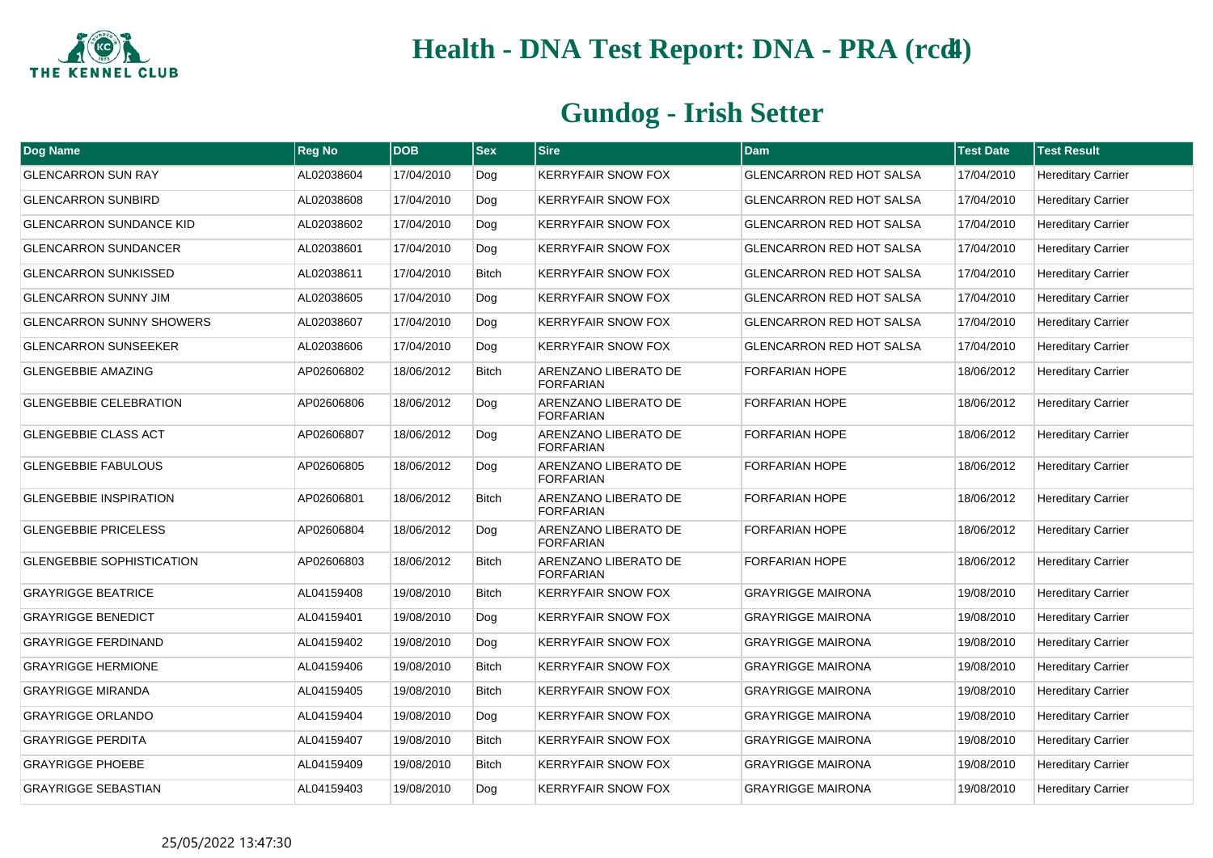# Health - DNA Test Report: DNA - PRA (rcd4)

## Gundog - Irish Setter

| Dog Name | Reg No | DOB | Sex | Sire | Dam | Test Date | Test Result |
|---|---|---|---|---|---|---|---|
| GLENCARRON SUN RAY | AL02038604 | 17/04/2010 | Dog | KERRYFAIR SNOW FOX | GLENCARRON RED HOT SALSA | 17/04/2010 | Hereditary Carrier |
| GLENCARRON SUNBIRD | AL02038608 | 17/04/2010 | Dog | KERRYFAIR SNOW FOX | GLENCARRON RED HOT SALSA | 17/04/2010 | Hereditary Carrier |
| GLENCARRON SUNDANCE KID | AL02038602 | 17/04/2010 | Dog | KERRYFAIR SNOW FOX | GLENCARRON RED HOT SALSA | 17/04/2010 | Hereditary Carrier |
| GLENCARRON SUNDANCER | AL02038601 | 17/04/2010 | Dog | KERRYFAIR SNOW FOX | GLENCARRON RED HOT SALSA | 17/04/2010 | Hereditary Carrier |
| GLENCARRON SUNKISSED | AL02038611 | 17/04/2010 | Bitch | KERRYFAIR SNOW FOX | GLENCARRON RED HOT SALSA | 17/04/2010 | Hereditary Carrier |
| GLENCARRON SUNNY JIM | AL02038605 | 17/04/2010 | Dog | KERRYFAIR SNOW FOX | GLENCARRON RED HOT SALSA | 17/04/2010 | Hereditary Carrier |
| GLENCARRON SUNNY SHOWERS | AL02038607 | 17/04/2010 | Dog | KERRYFAIR SNOW FOX | GLENCARRON RED HOT SALSA | 17/04/2010 | Hereditary Carrier |
| GLENCARRON SUNSEEKER | AL02038606 | 17/04/2010 | Dog | KERRYFAIR SNOW FOX | GLENCARRON RED HOT SALSA | 17/04/2010 | Hereditary Carrier |
| GLENGEBBIE AMAZING | AP02606802 | 18/06/2012 | Bitch | ARENZANO LIBERATO DE FORFARIAN | FORFARIAN HOPE | 18/06/2012 | Hereditary Carrier |
| GLENGEBBIE CELEBRATION | AP02606806 | 18/06/2012 | Dog | ARENZANO LIBERATO DE FORFARIAN | FORFARIAN HOPE | 18/06/2012 | Hereditary Carrier |
| GLENGEBBIE CLASS ACT | AP02606807 | 18/06/2012 | Dog | ARENZANO LIBERATO DE FORFARIAN | FORFARIAN HOPE | 18/06/2012 | Hereditary Carrier |
| GLENGEBBIE FABULOUS | AP02606805 | 18/06/2012 | Dog | ARENZANO LIBERATO DE FORFARIAN | FORFARIAN HOPE | 18/06/2012 | Hereditary Carrier |
| GLENGEBBIE INSPIRATION | AP02606801 | 18/06/2012 | Bitch | ARENZANO LIBERATO DE FORFARIAN | FORFARIAN HOPE | 18/06/2012 | Hereditary Carrier |
| GLENGEBBIE PRICELESS | AP02606804 | 18/06/2012 | Dog | ARENZANO LIBERATO DE FORFARIAN | FORFARIAN HOPE | 18/06/2012 | Hereditary Carrier |
| GLENGEBBIE SOPHISTICATION | AP02606803 | 18/06/2012 | Bitch | ARENZANO LIBERATO DE FORFARIAN | FORFARIAN HOPE | 18/06/2012 | Hereditary Carrier |
| GRAYRIGGE BEATRICE | AL04159408 | 19/08/2010 | Bitch | KERRYFAIR SNOW FOX | GRAYRIGGE MAIRONA | 19/08/2010 | Hereditary Carrier |
| GRAYRIGGE BENEDICT | AL04159401 | 19/08/2010 | Dog | KERRYFAIR SNOW FOX | GRAYRIGGE MAIRONA | 19/08/2010 | Hereditary Carrier |
| GRAYRIGGE FERDINAND | AL04159402 | 19/08/2010 | Dog | KERRYFAIR SNOW FOX | GRAYRIGGE MAIRONA | 19/08/2010 | Hereditary Carrier |
| GRAYRIGGE HERMIONE | AL04159406 | 19/08/2010 | Bitch | KERRYFAIR SNOW FOX | GRAYRIGGE MAIRONA | 19/08/2010 | Hereditary Carrier |
| GRAYRIGGE MIRANDA | AL04159405 | 19/08/2010 | Bitch | KERRYFAIR SNOW FOX | GRAYRIGGE MAIRONA | 19/08/2010 | Hereditary Carrier |
| GRAYRIGGE ORLANDO | AL04159404 | 19/08/2010 | Dog | KERRYFAIR SNOW FOX | GRAYRIGGE MAIRONA | 19/08/2010 | Hereditary Carrier |
| GRAYRIGGE PERDITA | AL04159407 | 19/08/2010 | Bitch | KERRYFAIR SNOW FOX | GRAYRIGGE MAIRONA | 19/08/2010 | Hereditary Carrier |
| GRAYRIGGE PHOEBE | AL04159409 | 19/08/2010 | Bitch | KERRYFAIR SNOW FOX | GRAYRIGGE MAIRONA | 19/08/2010 | Hereditary Carrier |
| GRAYRIGGE SEBASTIAN | AL04159403 | 19/08/2010 | Dog | KERRYFAIR SNOW FOX | GRAYRIGGE MAIRONA | 19/08/2010 | Hereditary Carrier |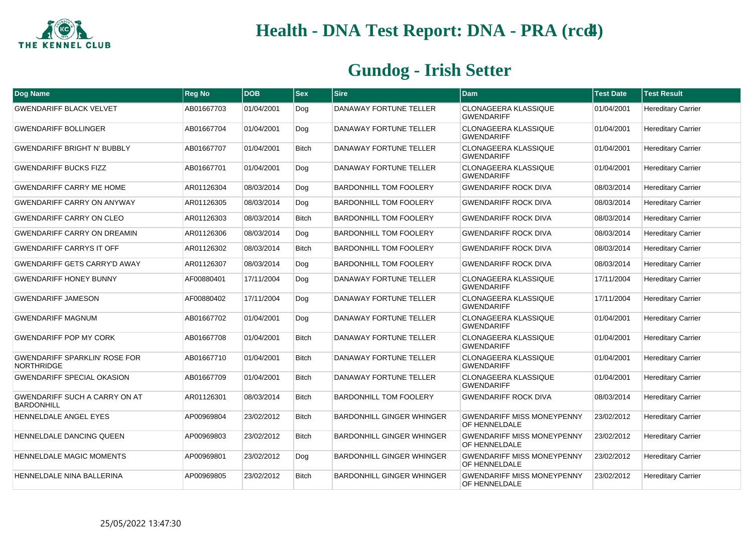# Health - DNA Test Report: DNA - PRA (rcd4)

## Gundog - Irish Setter

| Dog Name | Reg No | DOB | Sex | Sire | Dam | Test Date | Test Result |
|---|---|---|---|---|---|---|---|
| GWENDARIFF BLACK VELVET | AB01667703 | 01/04/2001 | Dog | DANAWAY FORTUNE TELLER | CLONAGEERA KLASSIQUE GWENDARIFF | 01/04/2001 | Hereditary Carrier |
| GWENDARIFF BOLLINGER | AB01667704 | 01/04/2001 | Dog | DANAWAY FORTUNE TELLER | CLONAGEERA KLASSIQUE GWENDARIFF | 01/04/2001 | Hereditary Carrier |
| GWENDARIFF BRIGHT N' BUBBLY | AB01667707 | 01/04/2001 | Bitch | DANAWAY FORTUNE TELLER | CLONAGEERA KLASSIQUE GWENDARIFF | 01/04/2001 | Hereditary Carrier |
| GWENDARIFF BUCKS FIZZ | AB01667701 | 01/04/2001 | Dog | DANAWAY FORTUNE TELLER | CLONAGEERA KLASSIQUE GWENDARIFF | 01/04/2001 | Hereditary Carrier |
| GWENDARIFF CARRY ME HOME | AR01126304 | 08/03/2014 | Dog | BARDONHILL TOM FOOLERY | GWENDARIFF ROCK DIVA | 08/03/2014 | Hereditary Carrier |
| GWENDARIFF CARRY ON ANYWAY | AR01126305 | 08/03/2014 | Dog | BARDONHILL TOM FOOLERY | GWENDARIFF ROCK DIVA | 08/03/2014 | Hereditary Carrier |
| GWENDARIFF CARRY ON CLEO | AR01126303 | 08/03/2014 | Bitch | BARDONHILL TOM FOOLERY | GWENDARIFF ROCK DIVA | 08/03/2014 | Hereditary Carrier |
| GWENDARIFF CARRY ON DREAMIN | AR01126306 | 08/03/2014 | Dog | BARDONHILL TOM FOOLERY | GWENDARIFF ROCK DIVA | 08/03/2014 | Hereditary Carrier |
| GWENDARIFF CARRYS IT OFF | AR01126302 | 08/03/2014 | Bitch | BARDONHILL TOM FOOLERY | GWENDARIFF ROCK DIVA | 08/03/2014 | Hereditary Carrier |
| GWENDARIFF GETS CARRY'D AWAY | AR01126307 | 08/03/2014 | Dog | BARDONHILL TOM FOOLERY | GWENDARIFF ROCK DIVA | 08/03/2014 | Hereditary Carrier |
| GWENDARIFF HONEY BUNNY | AF00880401 | 17/11/2004 | Dog | DANAWAY FORTUNE TELLER | CLONAGEERA KLASSIQUE GWENDARIFF | 17/11/2004 | Hereditary Carrier |
| GWENDARIFF JAMESON | AF00880402 | 17/11/2004 | Dog | DANAWAY FORTUNE TELLER | CLONAGEERA KLASSIQUE GWENDARIFF | 17/11/2004 | Hereditary Carrier |
| GWENDARIFF MAGNUM | AB01667702 | 01/04/2001 | Dog | DANAWAY FORTUNE TELLER | CLONAGEERA KLASSIQUE GWENDARIFF | 01/04/2001 | Hereditary Carrier |
| GWENDARIFF POP MY CORK | AB01667708 | 01/04/2001 | Bitch | DANAWAY FORTUNE TELLER | CLONAGEERA KLASSIQUE GWENDARIFF | 01/04/2001 | Hereditary Carrier |
| GWENDARIFF SPARKLIN' ROSE FOR NORTHRIDGE | AB01667710 | 01/04/2001 | Bitch | DANAWAY FORTUNE TELLER | CLONAGEERA KLASSIQUE GWENDARIFF | 01/04/2001 | Hereditary Carrier |
| GWENDARIFF SPECIAL OKASION | AB01667709 | 01/04/2001 | Bitch | DANAWAY FORTUNE TELLER | CLONAGEERA KLASSIQUE GWENDARIFF | 01/04/2001 | Hereditary Carrier |
| GWENDARIFF SUCH A CARRY ON AT BARDONHILL | AR01126301 | 08/03/2014 | Bitch | BARDONHILL TOM FOOLERY | GWENDARIFF ROCK DIVA | 08/03/2014 | Hereditary Carrier |
| HENNELDALE ANGEL EYES | AP00969804 | 23/02/2012 | Bitch | BARDONHILL GINGER WHINGER | GWENDARIFF MISS MONEYPENNY OF HENNELDALE | 23/02/2012 | Hereditary Carrier |
| HENNELDALE DANCING QUEEN | AP00969803 | 23/02/2012 | Bitch | BARDONHILL GINGER WHINGER | GWENDARIFF MISS MONEYPENNY OF HENNELDALE | 23/02/2012 | Hereditary Carrier |
| HENNELDALE MAGIC MOMENTS | AP00969801 | 23/02/2012 | Dog | BARDONHILL GINGER WHINGER | GWENDARIFF MISS MONEYPENNY OF HENNELDALE | 23/02/2012 | Hereditary Carrier |
| HENNELDALE NINA BALLERINA | AP00969805 | 23/02/2012 | Bitch | BARDONHILL GINGER WHINGER | GWENDARIFF MISS MONEYPENNY OF HENNELDALE | 23/02/2012 | Hereditary Carrier |

25/05/2022 13:47:30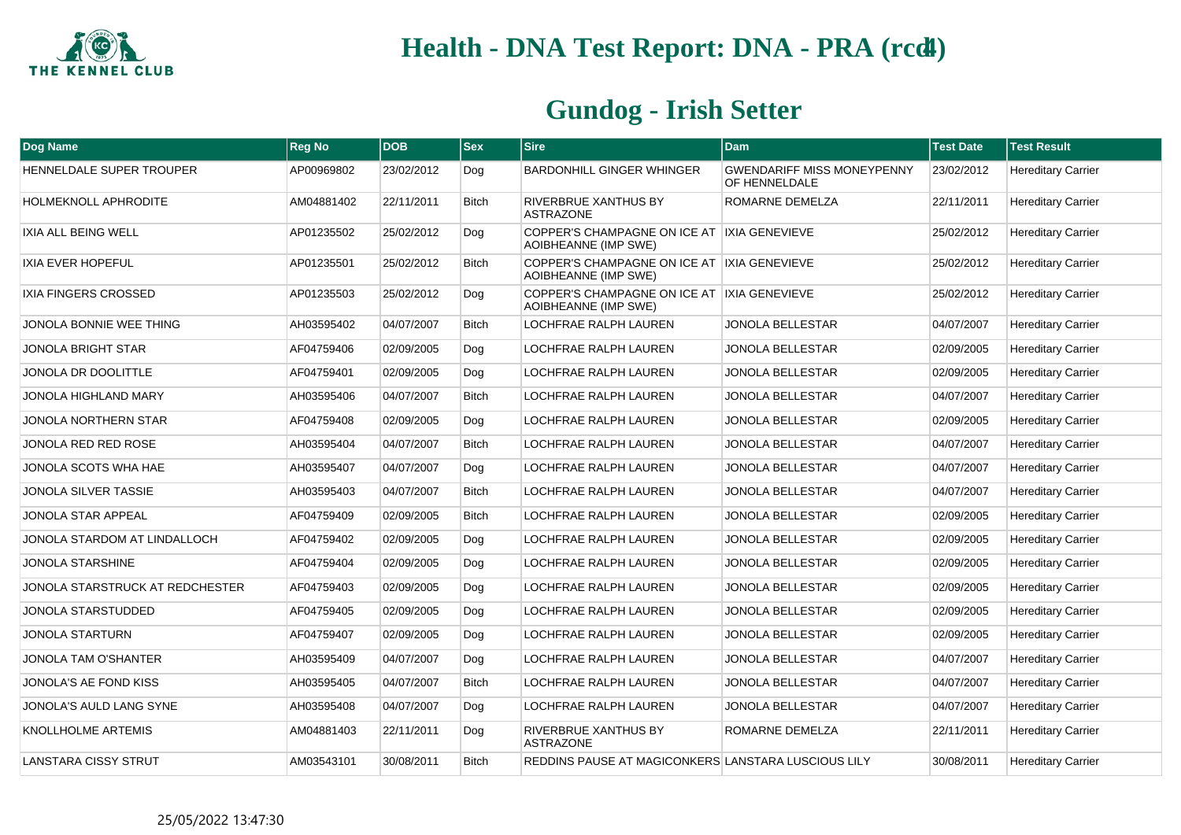# Health - DNA Test Report: DNA - PRA (rcd4)

## Gundog - Irish Setter

| Dog Name | Reg No | DOB | Sex | Sire | Dam | Test Date | Test Result |
|---|---|---|---|---|---|---|---|
| HENNELDALE SUPER TROUPER | AP00969802 | 23/02/2012 | Dog | BARDONHILL GINGER WHINGER | GWENDARIFF MISS MONEYPENNY OF HENNELDALE | 23/02/2012 | Hereditary Carrier |
| HOLMEKNOLL APHRODITE | AM04881402 | 22/11/2011 | Bitch | RIVERBRUE XANTHUS BY ASTRAZONE | ROMARNE DEMELZA | 22/11/2011 | Hereditary Carrier |
| IXIA ALL BEING WELL | AP01235502 | 25/02/2012 | Dog | COPPER'S CHAMPAGNE ON ICE AT AOIBHEANNE (IMP SWE) | IXIA GENEVIEVE | 25/02/2012 | Hereditary Carrier |
| IXIA EVER HOPEFUL | AP01235501 | 25/02/2012 | Bitch | COPPER'S CHAMPAGNE ON ICE AT AOIBHEANNE (IMP SWE) | IXIA GENEVIEVE | 25/02/2012 | Hereditary Carrier |
| IXIA FINGERS CROSSED | AP01235503 | 25/02/2012 | Dog | COPPER'S CHAMPAGNE ON ICE AT AOIBHEANNE (IMP SWE) | IXIA GENEVIEVE | 25/02/2012 | Hereditary Carrier |
| JONOLA BONNIE WEE THING | AH03595402 | 04/07/2007 | Bitch | LOCHFRAE RALPH LAUREN | JONOLA BELLESTAR | 04/07/2007 | Hereditary Carrier |
| JONOLA BRIGHT STAR | AF04759406 | 02/09/2005 | Dog | LOCHFRAE RALPH LAUREN | JONOLA BELLESTAR | 02/09/2005 | Hereditary Carrier |
| JONOLA DR DOOLITTLE | AF04759401 | 02/09/2005 | Dog | LOCHFRAE RALPH LAUREN | JONOLA BELLESTAR | 02/09/2005 | Hereditary Carrier |
| JONOLA HIGHLAND MARY | AH03595406 | 04/07/2007 | Bitch | LOCHFRAE RALPH LAUREN | JONOLA BELLESTAR | 04/07/2007 | Hereditary Carrier |
| JONOLA NORTHERN STAR | AF04759408 | 02/09/2005 | Dog | LOCHFRAE RALPH LAUREN | JONOLA BELLESTAR | 02/09/2005 | Hereditary Carrier |
| JONOLA RED RED ROSE | AH03595404 | 04/07/2007 | Bitch | LOCHFRAE RALPH LAUREN | JONOLA BELLESTAR | 04/07/2007 | Hereditary Carrier |
| JONOLA SCOTS WHA HAE | AH03595407 | 04/07/2007 | Dog | LOCHFRAE RALPH LAUREN | JONOLA BELLESTAR | 04/07/2007 | Hereditary Carrier |
| JONOLA SILVER TASSIE | AH03595403 | 04/07/2007 | Bitch | LOCHFRAE RALPH LAUREN | JONOLA BELLESTAR | 04/07/2007 | Hereditary Carrier |
| JONOLA STAR APPEAL | AF04759409 | 02/09/2005 | Bitch | LOCHFRAE RALPH LAUREN | JONOLA BELLESTAR | 02/09/2005 | Hereditary Carrier |
| JONOLA STARDOM AT LINDALLOCH | AF04759402 | 02/09/2005 | Dog | LOCHFRAE RALPH LAUREN | JONOLA BELLESTAR | 02/09/2005 | Hereditary Carrier |
| JONOLA STARSHINE | AF04759404 | 02/09/2005 | Dog | LOCHFRAE RALPH LAUREN | JONOLA BELLESTAR | 02/09/2005 | Hereditary Carrier |
| JONOLA STARSTRUCK AT REDCHESTER | AF04759403 | 02/09/2005 | Dog | LOCHFRAE RALPH LAUREN | JONOLA BELLESTAR | 02/09/2005 | Hereditary Carrier |
| JONOLA STARSTUDDED | AF04759405 | 02/09/2005 | Dog | LOCHFRAE RALPH LAUREN | JONOLA BELLESTAR | 02/09/2005 | Hereditary Carrier |
| JONOLA STARTURN | AF04759407 | 02/09/2005 | Dog | LOCHFRAE RALPH LAUREN | JONOLA BELLESTAR | 02/09/2005 | Hereditary Carrier |
| JONOLA TAM O'SHANTER | AH03595409 | 04/07/2007 | Dog | LOCHFRAE RALPH LAUREN | JONOLA BELLESTAR | 04/07/2007 | Hereditary Carrier |
| JONOLA'S AE FOND KISS | AH03595405 | 04/07/2007 | Bitch | LOCHFRAE RALPH LAUREN | JONOLA BELLESTAR | 04/07/2007 | Hereditary Carrier |
| JONOLA'S AULD LANG SYNE | AH03595408 | 04/07/2007 | Dog | LOCHFRAE RALPH LAUREN | JONOLA BELLESTAR | 04/07/2007 | Hereditary Carrier |
| KNOLLHOLME ARTEMIS | AM04881403 | 22/11/2011 | Dog | RIVERBRUE XANTHUS BY ASTRAZONE | ROMARNE DEMELZA | 22/11/2011 | Hereditary Carrier |
| LANSTARA CISSY STRUT | AM03543101 | 30/08/2011 | Bitch | REDDINS PAUSE AT MAGICONKERS | LANSTARA LUSCIOUS LILY | 30/08/2011 | Hereditary Carrier |

25/05/2022 13:47:30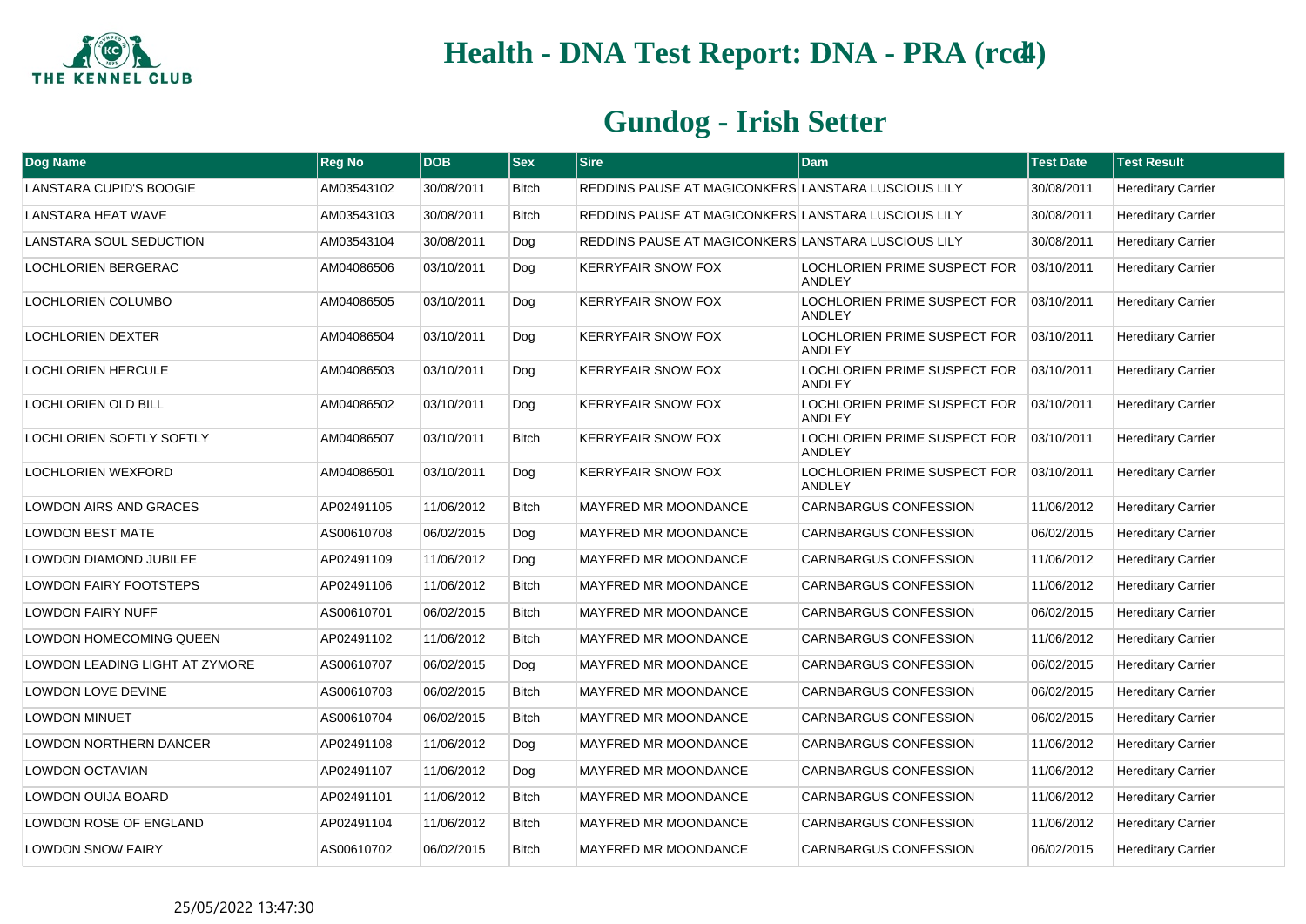# Health - DNA Test Report: DNA - PRA (rcd4)

## Gundog - Irish Setter

| Dog Name | Reg No | DOB | Sex | Sire | Dam | Test Date | Test Result |
|---|---|---|---|---|---|---|---|
| LANSTARA CUPID'S BOOGIE | AM03543102 | 30/08/2011 | Bitch | REDDINS PAUSE AT MAGICONKERS | LANSTARA LUSCIOUS LILY | 30/08/2011 | Hereditary Carrier |
| LANSTARA HEAT WAVE | AM03543103 | 30/08/2011 | Bitch | REDDINS PAUSE AT MAGICONKERS | LANSTARA LUSCIOUS LILY | 30/08/2011 | Hereditary Carrier |
| LANSTARA SOUL SEDUCTION | AM03543104 | 30/08/2011 | Dog | REDDINS PAUSE AT MAGICONKERS | LANSTARA LUSCIOUS LILY | 30/08/2011 | Hereditary Carrier |
| LOCHLORIEN BERGERAC | AM04086506 | 03/10/2011 | Dog | KERRYFAIR SNOW FOX | LOCHLORIEN PRIME SUSPECT FOR ANDLEY | 03/10/2011 | Hereditary Carrier |
| LOCHLORIEN COLUMBO | AM04086505 | 03/10/2011 | Dog | KERRYFAIR SNOW FOX | LOCHLORIEN PRIME SUSPECT FOR ANDLEY | 03/10/2011 | Hereditary Carrier |
| LOCHLORIEN DEXTER | AM04086504 | 03/10/2011 | Dog | KERRYFAIR SNOW FOX | LOCHLORIEN PRIME SUSPECT FOR ANDLEY | 03/10/2011 | Hereditary Carrier |
| LOCHLORIEN HERCULE | AM04086503 | 03/10/2011 | Dog | KERRYFAIR SNOW FOX | LOCHLORIEN PRIME SUSPECT FOR ANDLEY | 03/10/2011 | Hereditary Carrier |
| LOCHLORIEN OLD BILL | AM04086502 | 03/10/2011 | Dog | KERRYFAIR SNOW FOX | LOCHLORIEN PRIME SUSPECT FOR ANDLEY | 03/10/2011 | Hereditary Carrier |
| LOCHLORIEN SOFTLY SOFTLY | AM04086507 | 03/10/2011 | Bitch | KERRYFAIR SNOW FOX | LOCHLORIEN PRIME SUSPECT FOR ANDLEY | 03/10/2011 | Hereditary Carrier |
| LOCHLORIEN WEXFORD | AM04086501 | 03/10/2011 | Dog | KERRYFAIR SNOW FOX | LOCHLORIEN PRIME SUSPECT FOR ANDLEY | 03/10/2011 | Hereditary Carrier |
| LOWDON AIRS AND GRACES | AP02491105 | 11/06/2012 | Bitch | MAYFRED MR MOONDANCE | CARNBARGUS CONFESSION | 11/06/2012 | Hereditary Carrier |
| LOWDON BEST MATE | AS00610708 | 06/02/2015 | Dog | MAYFRED MR MOONDANCE | CARNBARGUS CONFESSION | 06/02/2015 | Hereditary Carrier |
| LOWDON DIAMOND JUBILEE | AP02491109 | 11/06/2012 | Dog | MAYFRED MR MOONDANCE | CARNBARGUS CONFESSION | 11/06/2012 | Hereditary Carrier |
| LOWDON FAIRY FOOTSTEPS | AP02491106 | 11/06/2012 | Bitch | MAYFRED MR MOONDANCE | CARNBARGUS CONFESSION | 11/06/2012 | Hereditary Carrier |
| LOWDON FAIRY NUFF | AS00610701 | 06/02/2015 | Bitch | MAYFRED MR MOONDANCE | CARNBARGUS CONFESSION | 06/02/2015 | Hereditary Carrier |
| LOWDON HOMECOMING QUEEN | AP02491102 | 11/06/2012 | Bitch | MAYFRED MR MOONDANCE | CARNBARGUS CONFESSION | 11/06/2012 | Hereditary Carrier |
| LOWDON LEADING LIGHT AT ZYMORE | AS00610707 | 06/02/2015 | Dog | MAYFRED MR MOONDANCE | CARNBARGUS CONFESSION | 06/02/2015 | Hereditary Carrier |
| LOWDON LOVE DEVINE | AS00610703 | 06/02/2015 | Bitch | MAYFRED MR MOONDANCE | CARNBARGUS CONFESSION | 06/02/2015 | Hereditary Carrier |
| LOWDON MINUET | AS00610704 | 06/02/2015 | Bitch | MAYFRED MR MOONDANCE | CARNBARGUS CONFESSION | 06/02/2015 | Hereditary Carrier |
| LOWDON NORTHERN DANCER | AP02491108 | 11/06/2012 | Dog | MAYFRED MR MOONDANCE | CARNBARGUS CONFESSION | 11/06/2012 | Hereditary Carrier |
| LOWDON OCTAVIAN | AP02491107 | 11/06/2012 | Dog | MAYFRED MR MOONDANCE | CARNBARGUS CONFESSION | 11/06/2012 | Hereditary Carrier |
| LOWDON OUIJA BOARD | AP02491101 | 11/06/2012 | Bitch | MAYFRED MR MOONDANCE | CARNBARGUS CONFESSION | 11/06/2012 | Hereditary Carrier |
| LOWDON ROSE OF ENGLAND | AP02491104 | 11/06/2012 | Bitch | MAYFRED MR MOONDANCE | CARNBARGUS CONFESSION | 11/06/2012 | Hereditary Carrier |
| LOWDON SNOW FAIRY | AS00610702 | 06/02/2015 | Bitch | MAYFRED MR MOONDANCE | CARNBARGUS CONFESSION | 06/02/2015 | Hereditary Carrier |

25/05/2022 13:47:30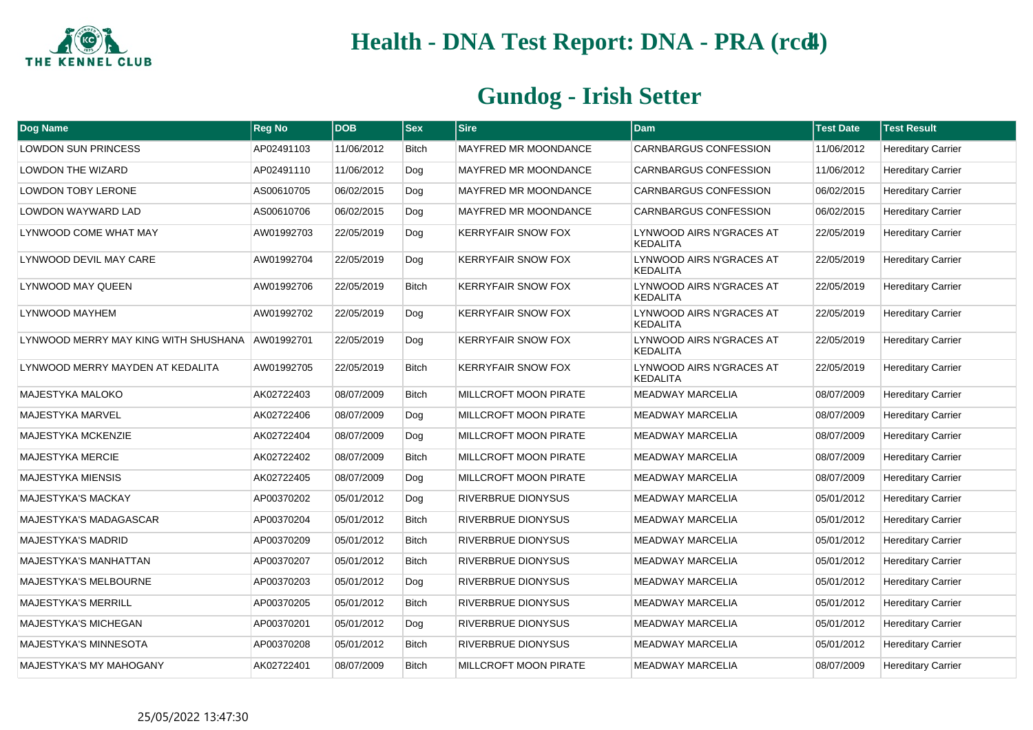# Health - DNA Test Report: DNA - PRA (rcd4)

## Gundog - Irish Setter

| Dog Name | Reg No | DOB | Sex | Sire | Dam | Test Date | Test Result |
|---|---|---|---|---|---|---|---|
| LOWDON SUN PRINCESS | AP02491103 | 11/06/2012 | Bitch | MAYFRED MR MOONDANCE | CARNBARGUS CONFESSION | 11/06/2012 | Hereditary Carrier |
| LOWDON THE WIZARD | AP02491110 | 11/06/2012 | Dog | MAYFRED MR MOONDANCE | CARNBARGUS CONFESSION | 11/06/2012 | Hereditary Carrier |
| LOWDON TOBY LERONE | AS00610705 | 06/02/2015 | Dog | MAYFRED MR MOONDANCE | CARNBARGUS CONFESSION | 06/02/2015 | Hereditary Carrier |
| LOWDON WAYWARD LAD | AS00610706 | 06/02/2015 | Dog | MAYFRED MR MOONDANCE | CARNBARGUS CONFESSION | 06/02/2015 | Hereditary Carrier |
| LYNWOOD COME WHAT MAY | AW01992703 | 22/05/2019 | Dog | KERRYFAIR SNOW FOX | LYNWOOD AIRS N'GRACES AT KEDALITA | 22/05/2019 | Hereditary Carrier |
| LYNWOOD DEVIL MAY CARE | AW01992704 | 22/05/2019 | Dog | KERRYFAIR SNOW FOX | LYNWOOD AIRS N'GRACES AT KEDALITA | 22/05/2019 | Hereditary Carrier |
| LYNWOOD MAY QUEEN | AW01992706 | 22/05/2019 | Bitch | KERRYFAIR SNOW FOX | LYNWOOD AIRS N'GRACES AT KEDALITA | 22/05/2019 | Hereditary Carrier |
| LYNWOOD MAYHEM | AW01992702 | 22/05/2019 | Dog | KERRYFAIR SNOW FOX | LYNWOOD AIRS N'GRACES AT KEDALITA | 22/05/2019 | Hereditary Carrier |
| LYNWOOD MERRY MAY KING WITH SHUSHANA | AW01992701 | 22/05/2019 | Dog | KERRYFAIR SNOW FOX | LYNWOOD AIRS N'GRACES AT KEDALITA | 22/05/2019 | Hereditary Carrier |
| LYNWOOD MERRY MAYDEN AT KEDALITA | AW01992705 | 22/05/2019 | Bitch | KERRYFAIR SNOW FOX | LYNWOOD AIRS N'GRACES AT KEDALITA | 22/05/2019 | Hereditary Carrier |
| MAJESTYKA MALOKO | AK02722403 | 08/07/2009 | Bitch | MILLCROFT MOON PIRATE | MEADWAY MARCELIA | 08/07/2009 | Hereditary Carrier |
| MAJESTYKA MARVEL | AK02722406 | 08/07/2009 | Dog | MILLCROFT MOON PIRATE | MEADWAY MARCELIA | 08/07/2009 | Hereditary Carrier |
| MAJESTYKA MCKENZIE | AK02722404 | 08/07/2009 | Dog | MILLCROFT MOON PIRATE | MEADWAY MARCELIA | 08/07/2009 | Hereditary Carrier |
| MAJESTYKA MERCIE | AK02722402 | 08/07/2009 | Bitch | MILLCROFT MOON PIRATE | MEADWAY MARCELIA | 08/07/2009 | Hereditary Carrier |
| MAJESTYKA MIENSIS | AK02722405 | 08/07/2009 | Dog | MILLCROFT MOON PIRATE | MEADWAY MARCELIA | 08/07/2009 | Hereditary Carrier |
| MAJESTYKA'S MACKAY | AP00370202 | 05/01/2012 | Dog | RIVERBRUE DIONYSUS | MEADWAY MARCELIA | 05/01/2012 | Hereditary Carrier |
| MAJESTYKA'S MADAGASCAR | AP00370204 | 05/01/2012 | Bitch | RIVERBRUE DIONYSUS | MEADWAY MARCELIA | 05/01/2012 | Hereditary Carrier |
| MAJESTYKA'S MADRID | AP00370209 | 05/01/2012 | Bitch | RIVERBRUE DIONYSUS | MEADWAY MARCELIA | 05/01/2012 | Hereditary Carrier |
| MAJESTYKA'S MANHATTAN | AP00370207 | 05/01/2012 | Bitch | RIVERBRUE DIONYSUS | MEADWAY MARCELIA | 05/01/2012 | Hereditary Carrier |
| MAJESTYKA'S MELBOURNE | AP00370203 | 05/01/2012 | Dog | RIVERBRUE DIONYSUS | MEADWAY MARCELIA | 05/01/2012 | Hereditary Carrier |
| MAJESTYKA'S MERRILL | AP00370205 | 05/01/2012 | Bitch | RIVERBRUE DIONYSUS | MEADWAY MARCELIA | 05/01/2012 | Hereditary Carrier |
| MAJESTYKA'S MICHEGAN | AP00370201 | 05/01/2012 | Dog | RIVERBRUE DIONYSUS | MEADWAY MARCELIA | 05/01/2012 | Hereditary Carrier |
| MAJESTYKA'S MINNESOTA | AP00370208 | 05/01/2012 | Bitch | RIVERBRUE DIONYSUS | MEADWAY MARCELIA | 05/01/2012 | Hereditary Carrier |
| MAJESTYKA'S MY MAHOGANY | AK02722401 | 08/07/2009 | Bitch | MILLCROFT MOON PIRATE | MEADWAY MARCELIA | 08/07/2009 | Hereditary Carrier |

25/05/2022 13:47:30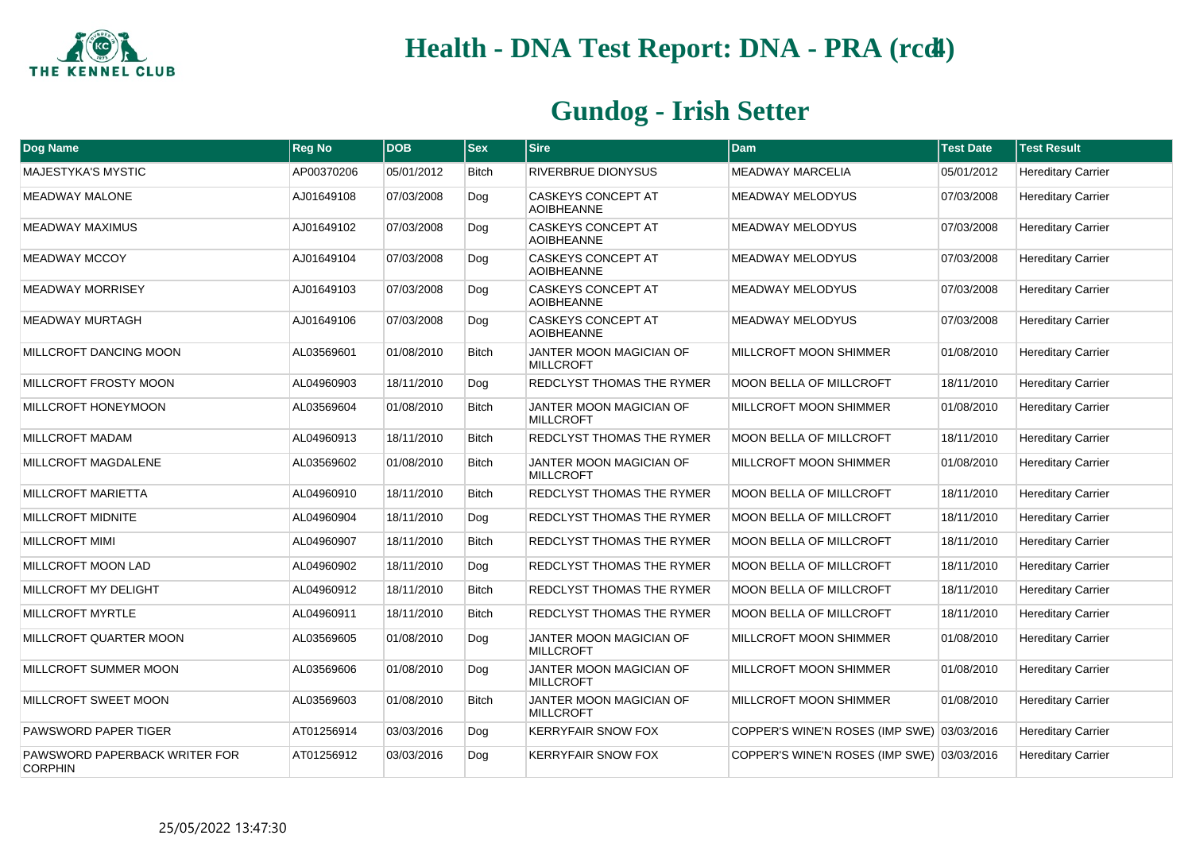# Health - DNA Test Report: DNA - PRA (rcd4)

## Gundog - Irish Setter

| Dog Name | Reg No | DOB | Sex | Sire | Dam | Test Date | Test Result |
|---|---|---|---|---|---|---|---|
| MAJESTYKA'S MYSTIC | AP00370206 | 05/01/2012 | Bitch | RIVERBRUE DIONYSUS | MEADWAY MARCELIA | 05/01/2012 | Hereditary Carrier |
| MEADWAY MALONE | AJ01649108 | 07/03/2008 | Dog | CASKEYS CONCEPT AT AOIBHEANNE | MEADWAY MELODYUS | 07/03/2008 | Hereditary Carrier |
| MEADWAY MAXIMUS | AJ01649102 | 07/03/2008 | Dog | CASKEYS CONCEPT AT AOIBHEANNE | MEADWAY MELODYUS | 07/03/2008 | Hereditary Carrier |
| MEADWAY MCCOY | AJ01649104 | 07/03/2008 | Dog | CASKEYS CONCEPT AT AOIBHEANNE | MEADWAY MELODYUS | 07/03/2008 | Hereditary Carrier |
| MEADWAY MORRISEY | AJ01649103 | 07/03/2008 | Dog | CASKEYS CONCEPT AT AOIBHEANNE | MEADWAY MELODYUS | 07/03/2008 | Hereditary Carrier |
| MEADWAY MURTAGH | AJ01649106 | 07/03/2008 | Dog | CASKEYS CONCEPT AT AOIBHEANNE | MEADWAY MELODYUS | 07/03/2008 | Hereditary Carrier |
| MILLCROFT DANCING MOON | AL03569601 | 01/08/2010 | Bitch | JANTER MOON MAGICIAN OF MILLCROFT | MILLCROFT MOON SHIMMER | 01/08/2010 | Hereditary Carrier |
| MILLCROFT FROSTY MOON | AL04960903 | 18/11/2010 | Dog | REDCLYST THOMAS THE RYMER | MOON BELLA OF MILLCROFT | 18/11/2010 | Hereditary Carrier |
| MILLCROFT HONEYMOON | AL03569604 | 01/08/2010 | Bitch | JANTER MOON MAGICIAN OF MILLCROFT | MILLCROFT MOON SHIMMER | 01/08/2010 | Hereditary Carrier |
| MILLCROFT MADAM | AL04960913 | 18/11/2010 | Bitch | REDCLYST THOMAS THE RYMER | MOON BELLA OF MILLCROFT | 18/11/2010 | Hereditary Carrier |
| MILLCROFT MAGDALENE | AL03569602 | 01/08/2010 | Bitch | JANTER MOON MAGICIAN OF MILLCROFT | MILLCROFT MOON SHIMMER | 01/08/2010 | Hereditary Carrier |
| MILLCROFT MARIETTA | AL04960910 | 18/11/2010 | Bitch | REDCLYST THOMAS THE RYMER | MOON BELLA OF MILLCROFT | 18/11/2010 | Hereditary Carrier |
| MILLCROFT MIDNITE | AL04960904 | 18/11/2010 | Dog | REDCLYST THOMAS THE RYMER | MOON BELLA OF MILLCROFT | 18/11/2010 | Hereditary Carrier |
| MILLCROFT MIMI | AL04960907 | 18/11/2010 | Bitch | REDCLYST THOMAS THE RYMER | MOON BELLA OF MILLCROFT | 18/11/2010 | Hereditary Carrier |
| MILLCROFT MOON LAD | AL04960902 | 18/11/2010 | Dog | REDCLYST THOMAS THE RYMER | MOON BELLA OF MILLCROFT | 18/11/2010 | Hereditary Carrier |
| MILLCROFT MY DELIGHT | AL04960912 | 18/11/2010 | Bitch | REDCLYST THOMAS THE RYMER | MOON BELLA OF MILLCROFT | 18/11/2010 | Hereditary Carrier |
| MILLCROFT MYRTLE | AL04960911 | 18/11/2010 | Bitch | REDCLYST THOMAS THE RYMER | MOON BELLA OF MILLCROFT | 18/11/2010 | Hereditary Carrier |
| MILLCROFT QUARTER MOON | AL03569605 | 01/08/2010 | Dog | JANTER MOON MAGICIAN OF MILLCROFT | MILLCROFT MOON SHIMMER | 01/08/2010 | Hereditary Carrier |
| MILLCROFT SUMMER MOON | AL03569606 | 01/08/2010 | Dog | JANTER MOON MAGICIAN OF MILLCROFT | MILLCROFT MOON SHIMMER | 01/08/2010 | Hereditary Carrier |
| MILLCROFT SWEET MOON | AL03569603 | 01/08/2010 | Bitch | JANTER MOON MAGICIAN OF MILLCROFT | MILLCROFT MOON SHIMMER | 01/08/2010 | Hereditary Carrier |
| PAWSWORD PAPER TIGER | AT01256914 | 03/03/2016 | Dog | KERRYFAIR SNOW FOX | COPPER'S WINE'N ROSES (IMP SWE) | 03/03/2016 | Hereditary Carrier |
| PAWSWORD PAPERBACK WRITER FOR CORPHIN | AT01256912 | 03/03/2016 | Dog | KERRYFAIR SNOW FOX | COPPER'S WINE'N ROSES (IMP SWE) | 03/03/2016 | Hereditary Carrier |

25/05/2022 13:47:30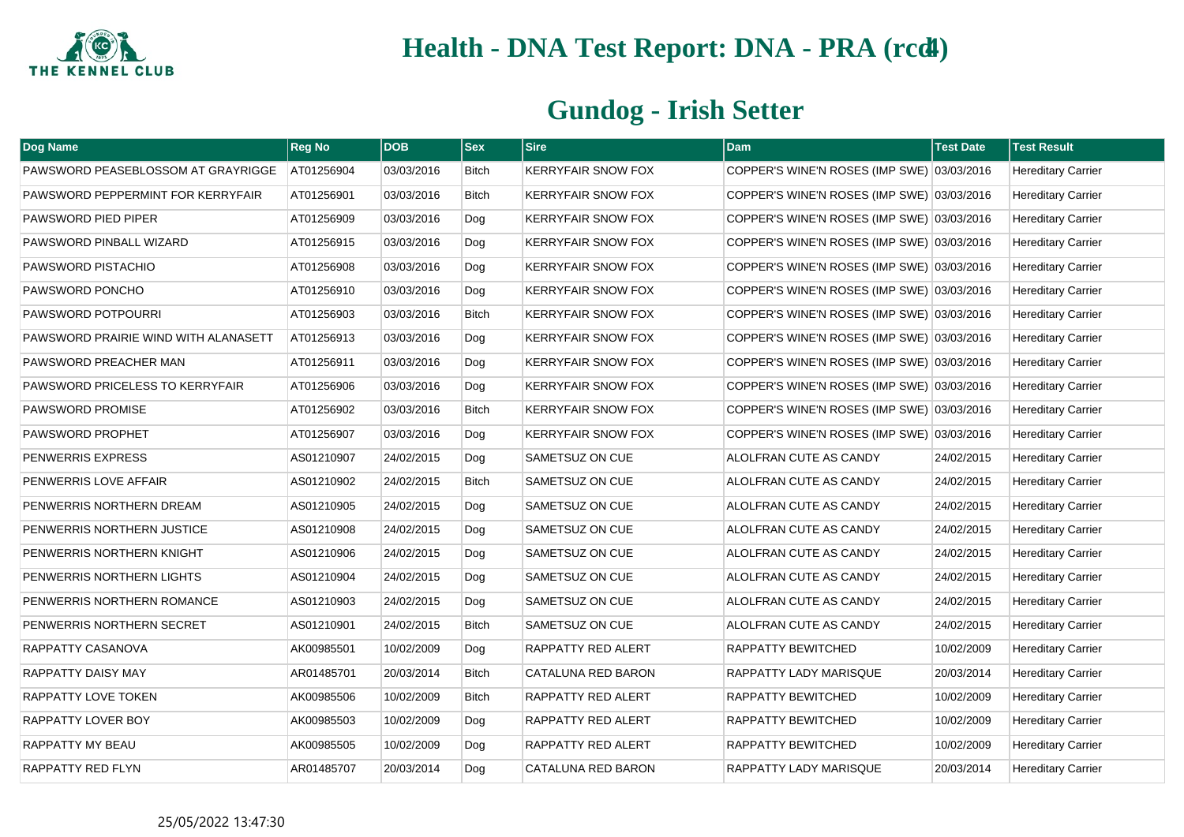# Health - DNA Test Report: DNA - PRA (rcd4)

## Gundog - Irish Setter

| Dog Name | Reg No | DOB | Sex | Sire | Dam | Test Date | Test Result |
|---|---|---|---|---|---|---|---|
| PAWSWORD PEASEBLOSSOM AT GRAYRIGGE | AT01256904 | 03/03/2016 | Bitch | KERRYFAIR SNOW FOX | COPPER'S WINE'N ROSES (IMP SWE) | 03/03/2016 | Hereditary Carrier |
| PAWSWORD PEPPERMINT FOR KERRYFAIR | AT01256901 | 03/03/2016 | Bitch | KERRYFAIR SNOW FOX | COPPER'S WINE'N ROSES (IMP SWE) | 03/03/2016 | Hereditary Carrier |
| PAWSWORD PIED PIPER | AT01256909 | 03/03/2016 | Dog | KERRYFAIR SNOW FOX | COPPER'S WINE'N ROSES (IMP SWE) | 03/03/2016 | Hereditary Carrier |
| PAWSWORD PINBALL WIZARD | AT01256915 | 03/03/2016 | Dog | KERRYFAIR SNOW FOX | COPPER'S WINE'N ROSES (IMP SWE) | 03/03/2016 | Hereditary Carrier |
| PAWSWORD PISTACHIO | AT01256908 | 03/03/2016 | Dog | KERRYFAIR SNOW FOX | COPPER'S WINE'N ROSES (IMP SWE) | 03/03/2016 | Hereditary Carrier |
| PAWSWORD PONCHO | AT01256910 | 03/03/2016 | Dog | KERRYFAIR SNOW FOX | COPPER'S WINE'N ROSES (IMP SWE) | 03/03/2016 | Hereditary Carrier |
| PAWSWORD POTPOURRI | AT01256903 | 03/03/2016 | Bitch | KERRYFAIR SNOW FOX | COPPER'S WINE'N ROSES (IMP SWE) | 03/03/2016 | Hereditary Carrier |
| PAWSWORD PRAIRIE WIND WITH ALANASETT | AT01256913 | 03/03/2016 | Dog | KERRYFAIR SNOW FOX | COPPER'S WINE'N ROSES (IMP SWE) | 03/03/2016 | Hereditary Carrier |
| PAWSWORD PREACHER MAN | AT01256911 | 03/03/2016 | Dog | KERRYFAIR SNOW FOX | COPPER'S WINE'N ROSES (IMP SWE) | 03/03/2016 | Hereditary Carrier |
| PAWSWORD PRICELESS TO KERRYFAIR | AT01256906 | 03/03/2016 | Dog | KERRYFAIR SNOW FOX | COPPER'S WINE'N ROSES (IMP SWE) | 03/03/2016 | Hereditary Carrier |
| PAWSWORD PROMISE | AT01256902 | 03/03/2016 | Bitch | KERRYFAIR SNOW FOX | COPPER'S WINE'N ROSES (IMP SWE) | 03/03/2016 | Hereditary Carrier |
| PAWSWORD PROPHET | AT01256907 | 03/03/2016 | Dog | KERRYFAIR SNOW FOX | COPPER'S WINE'N ROSES (IMP SWE) | 03/03/2016 | Hereditary Carrier |
| PENWERRIS EXPRESS | AS01210907 | 24/02/2015 | Dog | SAMETSUZ ON CUE | ALOLFRAN CUTE AS CANDY | 24/02/2015 | Hereditary Carrier |
| PENWERRIS LOVE AFFAIR | AS01210902 | 24/02/2015 | Bitch | SAMETSUZ ON CUE | ALOLFRAN CUTE AS CANDY | 24/02/2015 | Hereditary Carrier |
| PENWERRIS NORTHERN DREAM | AS01210905 | 24/02/2015 | Dog | SAMETSUZ ON CUE | ALOLFRAN CUTE AS CANDY | 24/02/2015 | Hereditary Carrier |
| PENWERRIS NORTHERN JUSTICE | AS01210908 | 24/02/2015 | Dog | SAMETSUZ ON CUE | ALOLFRAN CUTE AS CANDY | 24/02/2015 | Hereditary Carrier |
| PENWERRIS NORTHERN KNIGHT | AS01210906 | 24/02/2015 | Dog | SAMETSUZ ON CUE | ALOLFRAN CUTE AS CANDY | 24/02/2015 | Hereditary Carrier |
| PENWERRIS NORTHERN LIGHTS | AS01210904 | 24/02/2015 | Dog | SAMETSUZ ON CUE | ALOLFRAN CUTE AS CANDY | 24/02/2015 | Hereditary Carrier |
| PENWERRIS NORTHERN ROMANCE | AS01210903 | 24/02/2015 | Dog | SAMETSUZ ON CUE | ALOLFRAN CUTE AS CANDY | 24/02/2015 | Hereditary Carrier |
| PENWERRIS NORTHERN SECRET | AS01210901 | 24/02/2015 | Bitch | SAMETSUZ ON CUE | ALOLFRAN CUTE AS CANDY | 24/02/2015 | Hereditary Carrier |
| RAPPATTY CASANOVA | AK00985501 | 10/02/2009 | Dog | RAPPATTY RED ALERT | RAPPATTY BEWITCHED | 10/02/2009 | Hereditary Carrier |
| RAPPATTY DAISY MAY | AR01485701 | 20/03/2014 | Bitch | CATALUNA RED BARON | RAPPATTY LADY MARISQUE | 20/03/2014 | Hereditary Carrier |
| RAPPATTY LOVE TOKEN | AK00985506 | 10/02/2009 | Bitch | RAPPATTY RED ALERT | RAPPATTY BEWITCHED | 10/02/2009 | Hereditary Carrier |
| RAPPATTY LOVER BOY | AK00985503 | 10/02/2009 | Dog | RAPPATTY RED ALERT | RAPPATTY BEWITCHED | 10/02/2009 | Hereditary Carrier |
| RAPPATTY MY BEAU | AK00985505 | 10/02/2009 | Dog | RAPPATTY RED ALERT | RAPPATTY BEWITCHED | 10/02/2009 | Hereditary Carrier |
| RAPPATTY RED FLYN | AR01485707 | 20/03/2014 | Dog | CATALUNA RED BARON | RAPPATTY LADY MARISQUE | 20/03/2014 | Hereditary Carrier |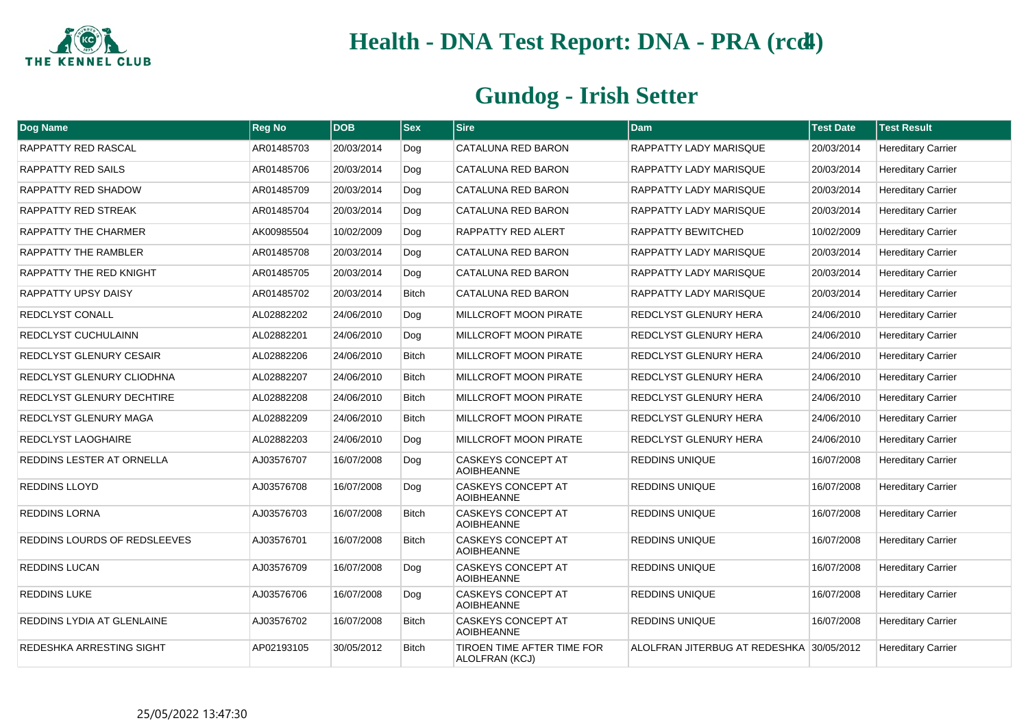# Health - DNA Test Report: DNA - PRA (rcd4)

## Gundog - Irish Setter

| Dog Name | Reg No | DOB | Sex | Sire | Dam | Test Date | Test Result |
|---|---|---|---|---|---|---|---|
| RAPPATTY RED RASCAL | AR01485703 | 20/03/2014 | Dog | CATALUNA RED BARON | RAPPATTY LADY MARISQUE | 20/03/2014 | Hereditary Carrier |
| RAPPATTY RED SAILS | AR01485706 | 20/03/2014 | Dog | CATALUNA RED BARON | RAPPATTY LADY MARISQUE | 20/03/2014 | Hereditary Carrier |
| RAPPATTY RED SHADOW | AR01485709 | 20/03/2014 | Dog | CATALUNA RED BARON | RAPPATTY LADY MARISQUE | 20/03/2014 | Hereditary Carrier |
| RAPPATTY RED STREAK | AR01485704 | 20/03/2014 | Dog | CATALUNA RED BARON | RAPPATTY LADY MARISQUE | 20/03/2014 | Hereditary Carrier |
| RAPPATTY THE CHARMER | AK00985504 | 10/02/2009 | Dog | RAPPATTY RED ALERT | RAPPATTY BEWITCHED | 10/02/2009 | Hereditary Carrier |
| RAPPATTY THE RAMBLER | AR01485708 | 20/03/2014 | Dog | CATALUNA RED BARON | RAPPATTY LADY MARISQUE | 20/03/2014 | Hereditary Carrier |
| RAPPATTY THE RED KNIGHT | AR01485705 | 20/03/2014 | Dog | CATALUNA RED BARON | RAPPATTY LADY MARISQUE | 20/03/2014 | Hereditary Carrier |
| RAPPATTY UPSY DAISY | AR01485702 | 20/03/2014 | Bitch | CATALUNA RED BARON | RAPPATTY LADY MARISQUE | 20/03/2014 | Hereditary Carrier |
| REDCLYST CONALL | AL02882202 | 24/06/2010 | Dog | MILLCROFT MOON PIRATE | REDCLYST GLENURY HERA | 24/06/2010 | Hereditary Carrier |
| REDCLYST CUCHULAINN | AL02882201 | 24/06/2010 | Dog | MILLCROFT MOON PIRATE | REDCLYST GLENURY HERA | 24/06/2010 | Hereditary Carrier |
| REDCLYST GLENURY CESAIR | AL02882206 | 24/06/2010 | Bitch | MILLCROFT MOON PIRATE | REDCLYST GLENURY HERA | 24/06/2010 | Hereditary Carrier |
| REDCLYST GLENURY CLIODHNA | AL02882207 | 24/06/2010 | Bitch | MILLCROFT MOON PIRATE | REDCLYST GLENURY HERA | 24/06/2010 | Hereditary Carrier |
| REDCLYST GLENURY DECHTIRE | AL02882208 | 24/06/2010 | Bitch | MILLCROFT MOON PIRATE | REDCLYST GLENURY HERA | 24/06/2010 | Hereditary Carrier |
| REDCLYST GLENURY MAGA | AL02882209 | 24/06/2010 | Bitch | MILLCROFT MOON PIRATE | REDCLYST GLENURY HERA | 24/06/2010 | Hereditary Carrier |
| REDCLYST LAOGHAIRE | AL02882203 | 24/06/2010 | Dog | MILLCROFT MOON PIRATE | REDCLYST GLENURY HERA | 24/06/2010 | Hereditary Carrier |
| REDDINS LESTER AT ORNELLA | AJ03576707 | 16/07/2008 | Dog | CASKEYS CONCEPT AT AOIBHEANNE | REDDINS UNIQUE | 16/07/2008 | Hereditary Carrier |
| REDDINS LLOYD | AJ03576708 | 16/07/2008 | Dog | CASKEYS CONCEPT AT AOIBHEANNE | REDDINS UNIQUE | 16/07/2008 | Hereditary Carrier |
| REDDINS LORNA | AJ03576703 | 16/07/2008 | Bitch | CASKEYS CONCEPT AT AOIBHEANNE | REDDINS UNIQUE | 16/07/2008 | Hereditary Carrier |
| REDDINS LOURDS OF REDSLEEVES | AJ03576701 | 16/07/2008 | Bitch | CASKEYS CONCEPT AT AOIBHEANNE | REDDINS UNIQUE | 16/07/2008 | Hereditary Carrier |
| REDDINS LUCAN | AJ03576709 | 16/07/2008 | Dog | CASKEYS CONCEPT AT AOIBHEANNE | REDDINS UNIQUE | 16/07/2008 | Hereditary Carrier |
| REDDINS LUKE | AJ03576706 | 16/07/2008 | Dog | CASKEYS CONCEPT AT AOIBHEANNE | REDDINS UNIQUE | 16/07/2008 | Hereditary Carrier |
| REDDINS LYDIA AT GLENLAINE | AJ03576702 | 16/07/2008 | Bitch | CASKEYS CONCEPT AT AOIBHEANNE | REDDINS UNIQUE | 16/07/2008 | Hereditary Carrier |
| REDESHKA ARRESTING SIGHT | AP02193105 | 30/05/2012 | Bitch | TIROEN TIME AFTER TIME FOR ALOLFRAN (KCJ) | ALOLFRAN JITERBUG AT REDESHKA | 30/05/2012 | Hereditary Carrier |

25/05/2022 13:47:30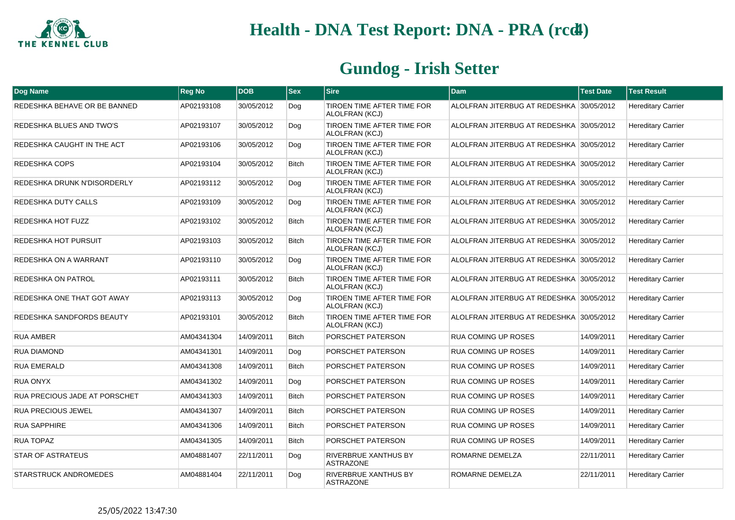# Health - DNA Test Report: DNA - PRA (rcd4)

## Gundog - Irish Setter

| Dog Name | Reg No | DOB | Sex | Sire | Dam | Test Date | Test Result |
|---|---|---|---|---|---|---|---|
| REDESHKA BEHAVE OR BE BANNED | AP02193108 | 30/05/2012 | Dog | TIROEN TIME AFTER TIME FOR ALOLFRAN (KCJ) | ALOLFRAN JITERBUG AT REDESHKA | 30/05/2012 | Hereditary Carrier |
| REDESHKA BLUES AND TWO'S | AP02193107 | 30/05/2012 | Dog | TIROEN TIME AFTER TIME FOR ALOLFRAN (KCJ) | ALOLFRAN JITERBUG AT REDESHKA | 30/05/2012 | Hereditary Carrier |
| REDESHKA CAUGHT IN THE ACT | AP02193106 | 30/05/2012 | Dog | TIROEN TIME AFTER TIME FOR ALOLFRAN (KCJ) | ALOLFRAN JITERBUG AT REDESHKA | 30/05/2012 | Hereditary Carrier |
| REDESHKA COPS | AP02193104 | 30/05/2012 | Bitch | TIROEN TIME AFTER TIME FOR ALOLFRAN (KCJ) | ALOLFRAN JITERBUG AT REDESHKA | 30/05/2012 | Hereditary Carrier |
| REDESHKA DRUNK N'DISORDERLY | AP02193112 | 30/05/2012 | Dog | TIROEN TIME AFTER TIME FOR ALOLFRAN (KCJ) | ALOLFRAN JITERBUG AT REDESHKA | 30/05/2012 | Hereditary Carrier |
| REDESHKA DUTY CALLS | AP02193109 | 30/05/2012 | Dog | TIROEN TIME AFTER TIME FOR ALOLFRAN (KCJ) | ALOLFRAN JITERBUG AT REDESHKA | 30/05/2012 | Hereditary Carrier |
| REDESHKA HOT FUZZ | AP02193102 | 30/05/2012 | Bitch | TIROEN TIME AFTER TIME FOR ALOLFRAN (KCJ) | ALOLFRAN JITERBUG AT REDESHKA | 30/05/2012 | Hereditary Carrier |
| REDESHKA HOT PURSUIT | AP02193103 | 30/05/2012 | Bitch | TIROEN TIME AFTER TIME FOR ALOLFRAN (KCJ) | ALOLFRAN JITERBUG AT REDESHKA | 30/05/2012 | Hereditary Carrier |
| REDESHKA ON A WARRANT | AP02193110 | 30/05/2012 | Dog | TIROEN TIME AFTER TIME FOR ALOLFRAN (KCJ) | ALOLFRAN JITERBUG AT REDESHKA | 30/05/2012 | Hereditary Carrier |
| REDESHKA ON PATROL | AP02193111 | 30/05/2012 | Bitch | TIROEN TIME AFTER TIME FOR ALOLFRAN (KCJ) | ALOLFRAN JITERBUG AT REDESHKA | 30/05/2012 | Hereditary Carrier |
| REDESHKA ONE THAT GOT AWAY | AP02193113 | 30/05/2012 | Dog | TIROEN TIME AFTER TIME FOR ALOLFRAN (KCJ) | ALOLFRAN JITERBUG AT REDESHKA | 30/05/2012 | Hereditary Carrier |
| REDESHKA SANDFORDS BEAUTY | AP02193101 | 30/05/2012 | Bitch | TIROEN TIME AFTER TIME FOR ALOLFRAN (KCJ) | ALOLFRAN JITERBUG AT REDESHKA | 30/05/2012 | Hereditary Carrier |
| RUA AMBER | AM04341304 | 14/09/2011 | Bitch | PORSCHET PATERSON | RUA COMING UP ROSES | 14/09/2011 | Hereditary Carrier |
| RUA DIAMOND | AM04341301 | 14/09/2011 | Dog | PORSCHET PATERSON | RUA COMING UP ROSES | 14/09/2011 | Hereditary Carrier |
| RUA EMERALD | AM04341308 | 14/09/2011 | Bitch | PORSCHET PATERSON | RUA COMING UP ROSES | 14/09/2011 | Hereditary Carrier |
| RUA ONYX | AM04341302 | 14/09/2011 | Dog | PORSCHET PATERSON | RUA COMING UP ROSES | 14/09/2011 | Hereditary Carrier |
| RUA PRECIOUS JADE AT PORSCHET | AM04341303 | 14/09/2011 | Bitch | PORSCHET PATERSON | RUA COMING UP ROSES | 14/09/2011 | Hereditary Carrier |
| RUA PRECIOUS JEWEL | AM04341307 | 14/09/2011 | Bitch | PORSCHET PATERSON | RUA COMING UP ROSES | 14/09/2011 | Hereditary Carrier |
| RUA SAPPHIRE | AM04341306 | 14/09/2011 | Bitch | PORSCHET PATERSON | RUA COMING UP ROSES | 14/09/2011 | Hereditary Carrier |
| RUA TOPAZ | AM04341305 | 14/09/2011 | Bitch | PORSCHET PATERSON | RUA COMING UP ROSES | 14/09/2011 | Hereditary Carrier |
| STAR OF ASTRATEUS | AM04881407 | 22/11/2011 | Dog | RIVERBRUE XANTHUS BY ASTRAZONE | ROMARNE DEMELZA | 22/11/2011 | Hereditary Carrier |
| STARSTRUCK ANDROMEDES | AM04881404 | 22/11/2011 | Dog | RIVERBRUE XANTHUS BY ASTRAZONE | ROMARNE DEMELZA | 22/11/2011 | Hereditary Carrier |

25/05/2022 13:47:30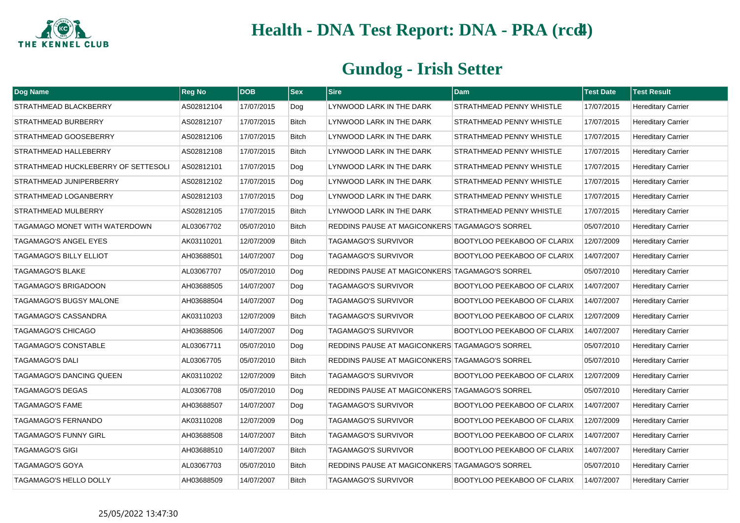# Health - DNA Test Report: DNA - PRA (rcd4)

## Gundog - Irish Setter

| Dog Name | Reg No | DOB | Sex | Sire | Dam | Test Date | Test Result |
|---|---|---|---|---|---|---|---|
| STRATHMEAD BLACKBERRY | AS02812104 | 17/07/2015 | Dog | LYNWOOD LARK IN THE DARK | STRATHMEAD PENNY WHISTLE | 17/07/2015 | Hereditary Carrier |
| STRATHMEAD BURBERRY | AS02812107 | 17/07/2015 | Bitch | LYNWOOD LARK IN THE DARK | STRATHMEAD PENNY WHISTLE | 17/07/2015 | Hereditary Carrier |
| STRATHMEAD GOOSEBERRY | AS02812106 | 17/07/2015 | Bitch | LYNWOOD LARK IN THE DARK | STRATHMEAD PENNY WHISTLE | 17/07/2015 | Hereditary Carrier |
| STRATHMEAD HALLEBERRY | AS02812108 | 17/07/2015 | Bitch | LYNWOOD LARK IN THE DARK | STRATHMEAD PENNY WHISTLE | 17/07/2015 | Hereditary Carrier |
| STRATHMEAD HUCKLEBERRY OF SETTESOLI | AS02812101 | 17/07/2015 | Dog | LYNWOOD LARK IN THE DARK | STRATHMEAD PENNY WHISTLE | 17/07/2015 | Hereditary Carrier |
| STRATHMEAD JUNIPERBERRY | AS02812102 | 17/07/2015 | Dog | LYNWOOD LARK IN THE DARK | STRATHMEAD PENNY WHISTLE | 17/07/2015 | Hereditary Carrier |
| STRATHMEAD LOGANBERRY | AS02812103 | 17/07/2015 | Dog | LYNWOOD LARK IN THE DARK | STRATHMEAD PENNY WHISTLE | 17/07/2015 | Hereditary Carrier |
| STRATHMEAD MULBERRY | AS02812105 | 17/07/2015 | Bitch | LYNWOOD LARK IN THE DARK | STRATHMEAD PENNY WHISTLE | 17/07/2015 | Hereditary Carrier |
| TAGAMAGO MONET WITH WATERDOWN | AL03067702 | 05/07/2010 | Bitch | REDDINS PAUSE AT MAGICONKERS | TAGAMAGO'S SORREL | 05/07/2010 | Hereditary Carrier |
| TAGAMAGO'S ANGEL EYES | AK03110201 | 12/07/2009 | Bitch | TAGAMAGO'S SURVIVOR | BOOTYLOO PEEKABOO OF CLARIX | 12/07/2009 | Hereditary Carrier |
| TAGAMAGO'S BILLY ELLIOT | AH03688501 | 14/07/2007 | Dog | TAGAMAGO'S SURVIVOR | BOOTYLOO PEEKABOO OF CLARIX | 14/07/2007 | Hereditary Carrier |
| TAGAMAGO'S BLAKE | AL03067707 | 05/07/2010 | Dog | REDDINS PAUSE AT MAGICONKERS | TAGAMAGO'S SORREL | 05/07/2010 | Hereditary Carrier |
| TAGAMAGO'S BRIGADOON | AH03688505 | 14/07/2007 | Dog | TAGAMAGO'S SURVIVOR | BOOTYLOO PEEKABOO OF CLARIX | 14/07/2007 | Hereditary Carrier |
| TAGAMAGO'S BUGSY MALONE | AH03688504 | 14/07/2007 | Dog | TAGAMAGO'S SURVIVOR | BOOTYLOO PEEKABOO OF CLARIX | 14/07/2007 | Hereditary Carrier |
| TAGAMAGO'S CASSANDRA | AK03110203 | 12/07/2009 | Bitch | TAGAMAGO'S SURVIVOR | BOOTYLOO PEEKABOO OF CLARIX | 12/07/2009 | Hereditary Carrier |
| TAGAMAGO'S CHICAGO | AH03688506 | 14/07/2007 | Dog | TAGAMAGO'S SURVIVOR | BOOTYLOO PEEKABOO OF CLARIX | 14/07/2007 | Hereditary Carrier |
| TAGAMAGO'S CONSTABLE | AL03067711 | 05/07/2010 | Dog | REDDINS PAUSE AT MAGICONKERS | TAGAMAGO'S SORREL | 05/07/2010 | Hereditary Carrier |
| TAGAMAGO'S DALI | AL03067705 | 05/07/2010 | Bitch | REDDINS PAUSE AT MAGICONKERS | TAGAMAGO'S SORREL | 05/07/2010 | Hereditary Carrier |
| TAGAMAGO'S DANCING QUEEN | AK03110202 | 12/07/2009 | Bitch | TAGAMAGO'S SURVIVOR | BOOTYLOO PEEKABOO OF CLARIX | 12/07/2009 | Hereditary Carrier |
| TAGAMAGO'S DEGAS | AL03067708 | 05/07/2010 | Dog | REDDINS PAUSE AT MAGICONKERS | TAGAMAGO'S SORREL | 05/07/2010 | Hereditary Carrier |
| TAGAMAGO'S FAME | AH03688507 | 14/07/2007 | Dog | TAGAMAGO'S SURVIVOR | BOOTYLOO PEEKABOO OF CLARIX | 14/07/2007 | Hereditary Carrier |
| TAGAMAGO'S FERNANDO | AK03110208 | 12/07/2009 | Dog | TAGAMAGO'S SURVIVOR | BOOTYLOO PEEKABOO OF CLARIX | 12/07/2009 | Hereditary Carrier |
| TAGAMAGO'S FUNNY GIRL | AH03688508 | 14/07/2007 | Bitch | TAGAMAGO'S SURVIVOR | BOOTYLOO PEEKABOO OF CLARIX | 14/07/2007 | Hereditary Carrier |
| TAGAMAGO'S GIGI | AH03688510 | 14/07/2007 | Bitch | TAGAMAGO'S SURVIVOR | BOOTYLOO PEEKABOO OF CLARIX | 14/07/2007 | Hereditary Carrier |
| TAGAMAGO'S GOYA | AL03067703 | 05/07/2010 | Bitch | REDDINS PAUSE AT MAGICONKERS | TAGAMAGO'S SORREL | 05/07/2010 | Hereditary Carrier |
| TAGAMAGO'S HELLO DOLLY | AH03688509 | 14/07/2007 | Bitch | TAGAMAGO'S SURVIVOR | BOOTYLOO PEEKABOO OF CLARIX | 14/07/2007 | Hereditary Carrier |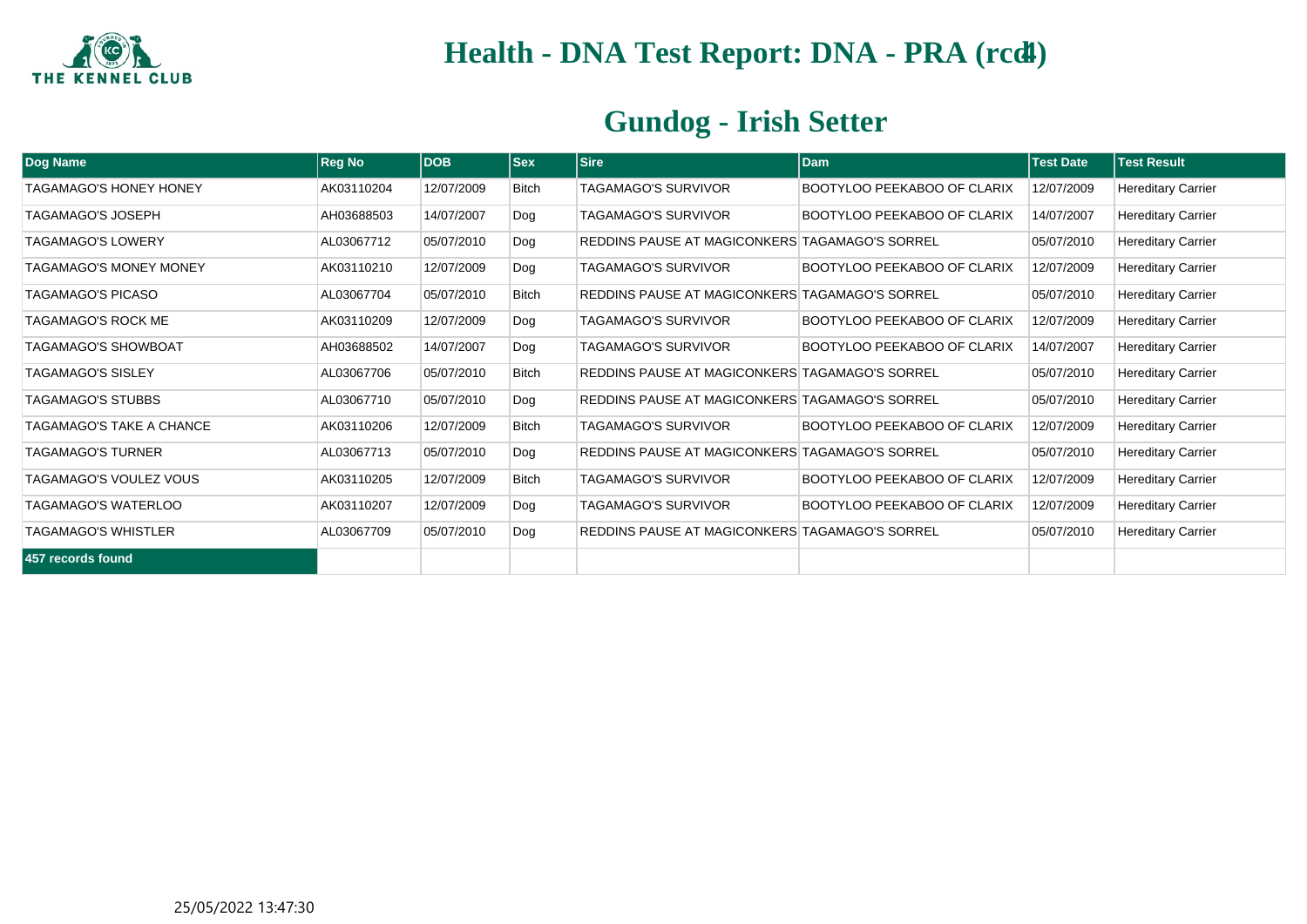# Health - DNA Test Report: DNA - PRA (rcd4)

## Gundog - Irish Setter

| Dog Name | Reg No | DOB | Sex | Sire | Dam | Test Date | Test Result |
|---|---|---|---|---|---|---|---|
| TAGAMAGO'S HONEY HONEY | AK03110204 | 12/07/2009 | Bitch | TAGAMAGO'S SURVIVOR | BOOTYLOO PEEKABOO OF CLARIX | 12/07/2009 | Hereditary Carrier |
| TAGAMAGO'S JOSEPH | AH03688503 | 14/07/2007 | Dog | TAGAMAGO'S SURVIVOR | BOOTYLOO PEEKABOO OF CLARIX | 14/07/2007 | Hereditary Carrier |
| TAGAMAGO'S LOWERY | AL03067712 | 05/07/2010 | Dog | REDDINS PAUSE AT MAGICONKERS | TAGAMAGO'S SORREL | 05/07/2010 | Hereditary Carrier |
| TAGAMAGO'S MONEY MONEY | AK03110210 | 12/07/2009 | Dog | TAGAMAGO'S SURVIVOR | BOOTYLOO PEEKABOO OF CLARIX | 12/07/2009 | Hereditary Carrier |
| TAGAMAGO'S PICASO | AL03067704 | 05/07/2010 | Bitch | REDDINS PAUSE AT MAGICONKERS | TAGAMAGO'S SORREL | 05/07/2010 | Hereditary Carrier |
| TAGAMAGO'S ROCK ME | AK03110209 | 12/07/2009 | Dog | TAGAMAGO'S SURVIVOR | BOOTYLOO PEEKABOO OF CLARIX | 12/07/2009 | Hereditary Carrier |
| TAGAMAGO'S SHOWBOAT | AH03688502 | 14/07/2007 | Dog | TAGAMAGO'S SURVIVOR | BOOTYLOO PEEKABOO OF CLARIX | 14/07/2007 | Hereditary Carrier |
| TAGAMAGO'S SISLEY | AL03067706 | 05/07/2010 | Bitch | REDDINS PAUSE AT MAGICONKERS | TAGAMAGO'S SORREL | 05/07/2010 | Hereditary Carrier |
| TAGAMAGO'S STUBBS | AL03067710 | 05/07/2010 | Dog | REDDINS PAUSE AT MAGICONKERS | TAGAMAGO'S SORREL | 05/07/2010 | Hereditary Carrier |
| TAGAMAGO'S TAKE A CHANCE | AK03110206 | 12/07/2009 | Bitch | TAGAMAGO'S SURVIVOR | BOOTYLOO PEEKABOO OF CLARIX | 12/07/2009 | Hereditary Carrier |
| TAGAMAGO'S TURNER | AL03067713 | 05/07/2010 | Dog | REDDINS PAUSE AT MAGICONKERS | TAGAMAGO'S SORREL | 05/07/2010 | Hereditary Carrier |
| TAGAMAGO'S VOULEZ VOUS | AK03110205 | 12/07/2009 | Bitch | TAGAMAGO'S SURVIVOR | BOOTYLOO PEEKABOO OF CLARIX | 12/07/2009 | Hereditary Carrier |
| TAGAMAGO'S WATERLOO | AK03110207 | 12/07/2009 | Dog | TAGAMAGO'S SURVIVOR | BOOTYLOO PEEKABOO OF CLARIX | 12/07/2009 | Hereditary Carrier |
| TAGAMAGO'S WHISTLER | AL03067709 | 05/07/2010 | Dog | REDDINS PAUSE AT MAGICONKERS | TAGAMAGO'S SORREL | 05/07/2010 | Hereditary Carrier |
| **457 records found** | | | | | | | |

25/05/2022 13:47:30